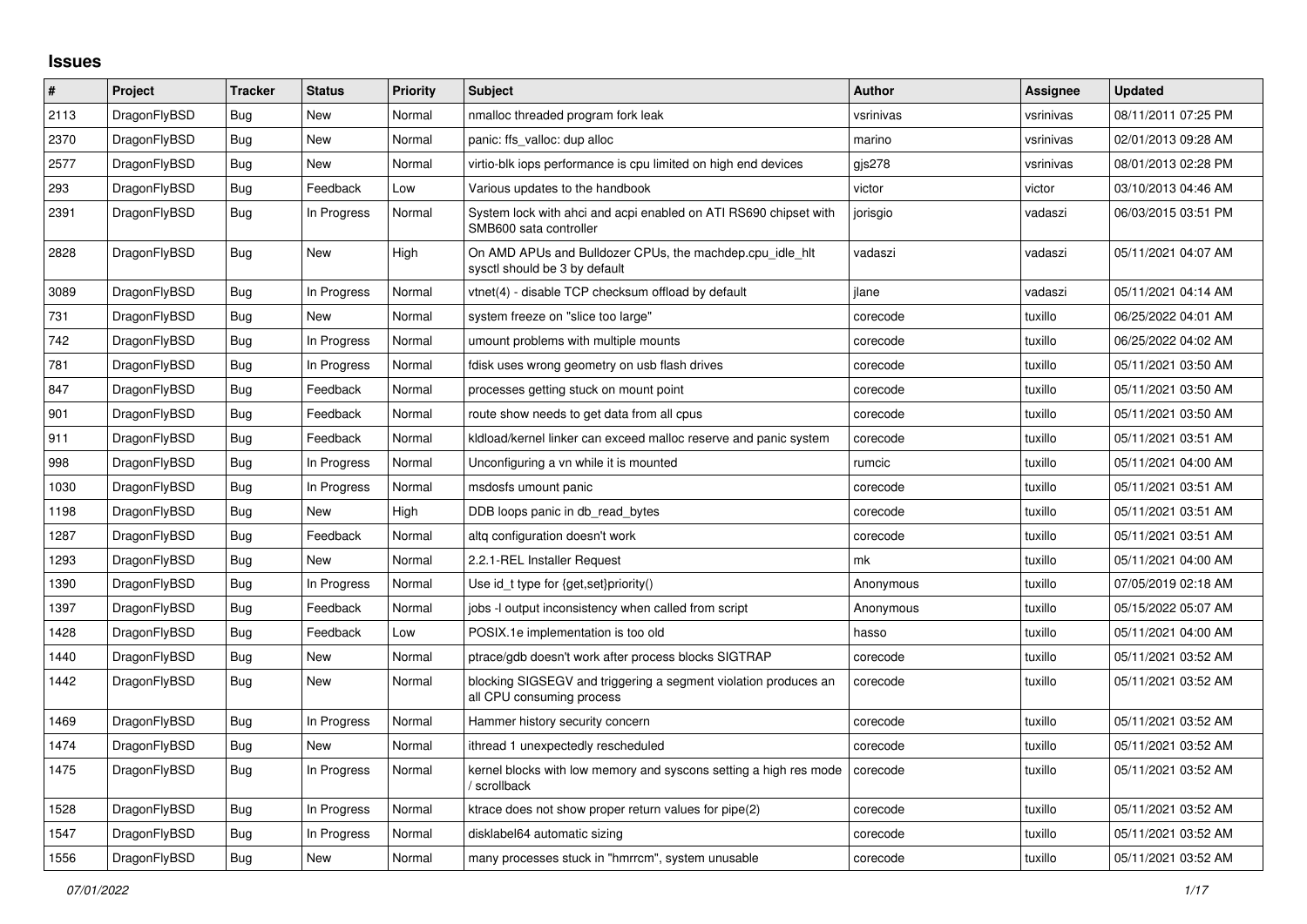## Issues

| # | Project | Tracker | Status | Priority | Subject | Author | Assignee | Updated |
|---|---|---|---|---|---|---|---|---|
| 2113 | DragonFlyBSD | Bug | New | Normal | nmalloc threaded program fork leak | vsrinivas | vsrinivas | 08/11/2011 07:25 PM |
| 2370 | DragonFlyBSD | Bug | New | Normal | panic: ffs_valloc: dup alloc | marino | vsrinivas | 02/01/2013 09:28 AM |
| 2577 | DragonFlyBSD | Bug | New | Normal | virtio-blk iops performance is cpu limited on high end devices | gjs278 | vsrinivas | 08/01/2013 02:28 PM |
| 293 | DragonFlyBSD | Bug | Feedback | Low | Various updates to the handbook | victor | victor | 03/10/2013 04:46 AM |
| 2391 | DragonFlyBSD | Bug | In Progress | Normal | System lock with ahci and acpi enabled on ATI RS690 chipset with SMB600 sata controller | jorisgio | vadaszi | 06/03/2015 03:51 PM |
| 2828 | DragonFlyBSD | Bug | New | High | On AMD APUs and Bulldozer CPUs, the machdep.cpu_idle_hlt sysctl should be 3 by default | vadaszi | vadaszi | 05/11/2021 04:07 AM |
| 3089 | DragonFlyBSD | Bug | In Progress | Normal | vtnet(4) - disable TCP checksum offload by default | jlane | vadaszi | 05/11/2021 04:14 AM |
| 731 | DragonFlyBSD | Bug | New | Normal | system freeze on "slice too large" | corecode | tuxillo | 06/25/2022 04:01 AM |
| 742 | DragonFlyBSD | Bug | In Progress | Normal | umount problems with multiple mounts | corecode | tuxillo | 06/25/2022 04:02 AM |
| 781 | DragonFlyBSD | Bug | In Progress | Normal | fdisk uses wrong geometry on usb flash drives | corecode | tuxillo | 05/11/2021 03:50 AM |
| 847 | DragonFlyBSD | Bug | Feedback | Normal | processes getting stuck on mount point | corecode | tuxillo | 05/11/2021 03:50 AM |
| 901 | DragonFlyBSD | Bug | Feedback | Normal | route show needs to get data from all cpus | corecode | tuxillo | 05/11/2021 03:50 AM |
| 911 | DragonFlyBSD | Bug | Feedback | Normal | kldload/kernel linker can exceed malloc reserve and panic system | corecode | tuxillo | 05/11/2021 03:51 AM |
| 998 | DragonFlyBSD | Bug | In Progress | Normal | Unconfiguring a vn while it is mounted | rumcic | tuxillo | 05/11/2021 04:00 AM |
| 1030 | DragonFlyBSD | Bug | In Progress | Normal | msdosfs umount panic | corecode | tuxillo | 05/11/2021 03:51 AM |
| 1198 | DragonFlyBSD | Bug | New | High | DDB loops panic in db_read_bytes | corecode | tuxillo | 05/11/2021 03:51 AM |
| 1287 | DragonFlyBSD | Bug | Feedback | Normal | altq configuration doesn't work | corecode | tuxillo | 05/11/2021 03:51 AM |
| 1293 | DragonFlyBSD | Bug | New | Normal | 2.2.1-REL Installer Request | mk | tuxillo | 05/11/2021 04:00 AM |
| 1390 | DragonFlyBSD | Bug | In Progress | Normal | Use id_t type for {get,set}priority() | Anonymous | tuxillo | 07/05/2019 02:18 AM |
| 1397 | DragonFlyBSD | Bug | Feedback | Normal | jobs -l output inconsistency when called from script | Anonymous | tuxillo | 05/15/2022 05:07 AM |
| 1428 | DragonFlyBSD | Bug | Feedback | Low | POSIX.1e implementation is too old | hasso | tuxillo | 05/11/2021 04:00 AM |
| 1440 | DragonFlyBSD | Bug | New | Normal | ptrace/gdb doesn't work after process blocks SIGTRAP | corecode | tuxillo | 05/11/2021 03:52 AM |
| 1442 | DragonFlyBSD | Bug | New | Normal | blocking SIGSEGV and triggering a segment violation produces an all CPU consuming process | corecode | tuxillo | 05/11/2021 03:52 AM |
| 1469 | DragonFlyBSD | Bug | In Progress | Normal | Hammer history security concern | corecode | tuxillo | 05/11/2021 03:52 AM |
| 1474 | DragonFlyBSD | Bug | New | Normal | ithread 1 unexpectedly rescheduled | corecode | tuxillo | 05/11/2021 03:52 AM |
| 1475 | DragonFlyBSD | Bug | In Progress | Normal | kernel blocks with low memory and syscons setting a high res mode / scrollback | corecode | tuxillo | 05/11/2021 03:52 AM |
| 1528 | DragonFlyBSD | Bug | In Progress | Normal | ktrace does not show proper return values for pipe(2) | corecode | tuxillo | 05/11/2021 03:52 AM |
| 1547 | DragonFlyBSD | Bug | In Progress | Normal | disklabel64 automatic sizing | corecode | tuxillo | 05/11/2021 03:52 AM |
| 1556 | DragonFlyBSD | Bug | New | Normal | many processes stuck in "hmrrcm", system unusable | corecode | tuxillo | 05/11/2021 03:52 AM |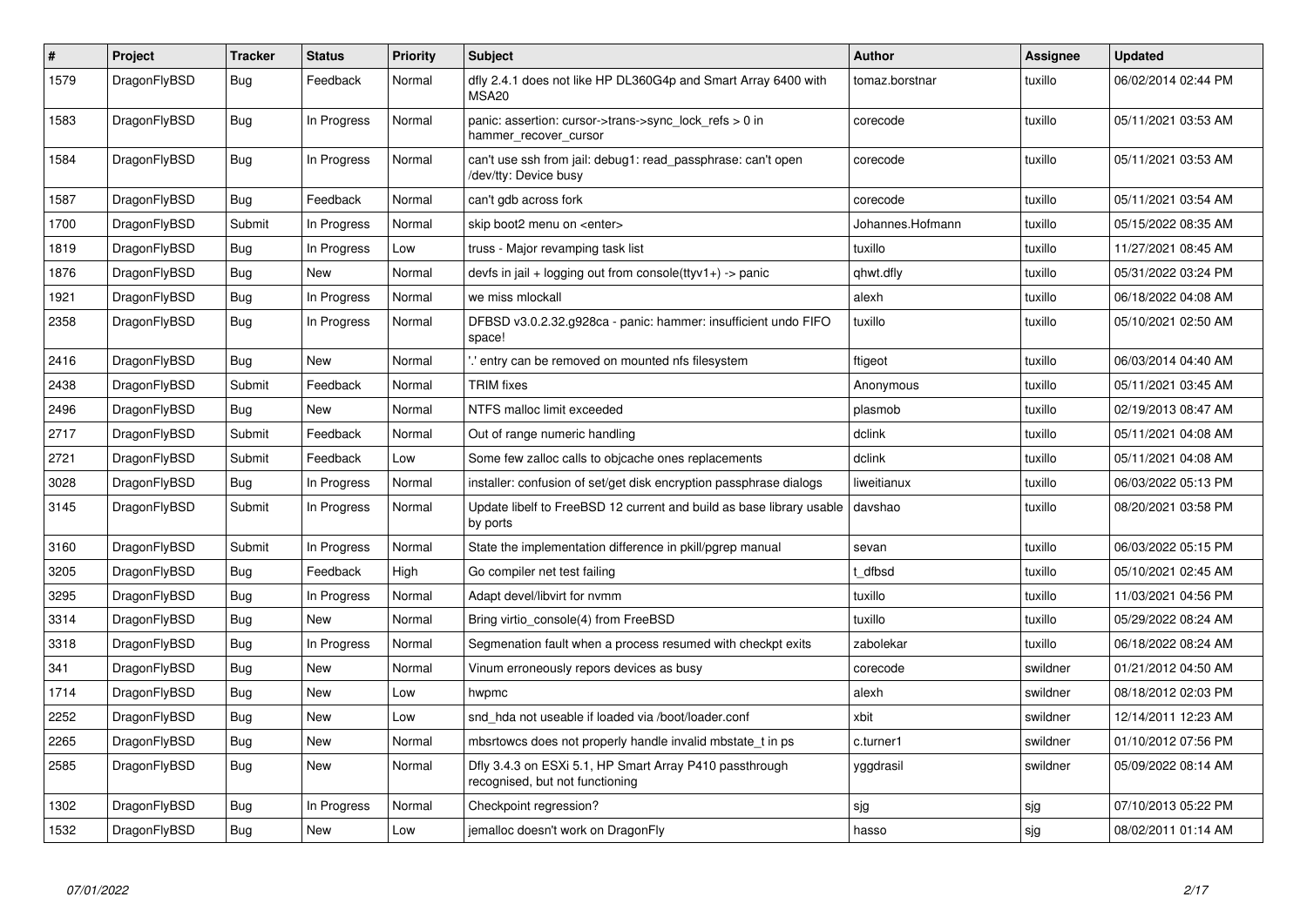| # | Project | Tracker | Status | Priority | Subject | Author | Assignee | Updated |
|---|---|---|---|---|---|---|---|---|
| 1579 | DragonFlyBSD | Bug | Feedback | Normal | dfly 2.4.1 does not like HP DL360G4p and Smart Array 6400 with MSA20 | tomaz.borstnar | tuxillo | 06/02/2014 02:44 PM |
| 1583 | DragonFlyBSD | Bug | In Progress | Normal | panic: assertion: cursor->trans->sync_lock_refs > 0 in hammer_recover_cursor | corecode | tuxillo | 05/11/2021 03:53 AM |
| 1584 | DragonFlyBSD | Bug | In Progress | Normal | can't use ssh from jail: debug1: read_passphrase: can't open /dev/tty: Device busy | corecode | tuxillo | 05/11/2021 03:53 AM |
| 1587 | DragonFlyBSD | Bug | Feedback | Normal | can't gdb across fork | corecode | tuxillo | 05/11/2021 03:54 AM |
| 1700 | DragonFlyBSD | Submit | In Progress | Normal | skip boot2 menu on <enter> | Johannes.Hofmann | tuxillo | 05/15/2022 08:35 AM |
| 1819 | DragonFlyBSD | Bug | In Progress | Low | truss - Major revamping task list | tuxillo | tuxillo | 11/27/2021 08:45 AM |
| 1876 | DragonFlyBSD | Bug | New | Normal | devfs in jail + logging out from console(ttyv1+) -> panic | qhwt.dfly | tuxillo | 05/31/2022 03:24 PM |
| 1921 | DragonFlyBSD | Bug | In Progress | Normal | we miss mlockall | alexh | tuxillo | 06/18/2022 04:08 AM |
| 2358 | DragonFlyBSD | Bug | In Progress | Normal | DFBSD v3.0.2.32.g928ca - panic: hammer: insufficient undo FIFO space! | tuxillo | tuxillo | 05/10/2021 02:50 AM |
| 2416 | DragonFlyBSD | Bug | New | Normal | '.' entry can be removed on mounted nfs filesystem | ftigeot | tuxillo | 06/03/2014 04:40 AM |
| 2438 | DragonFlyBSD | Submit | Feedback | Normal | TRIM fixes | Anonymous | tuxillo | 05/11/2021 03:45 AM |
| 2496 | DragonFlyBSD | Bug | New | Normal | NTFS malloc limit exceeded | plasmob | tuxillo | 02/19/2013 08:47 AM |
| 2717 | DragonFlyBSD | Submit | Feedback | Normal | Out of range numeric handling | dclink | tuxillo | 05/11/2021 04:08 AM |
| 2721 | DragonFlyBSD | Submit | Feedback | Low | Some few zalloc calls to objcache ones replacements | dclink | tuxillo | 05/11/2021 04:08 AM |
| 3028 | DragonFlyBSD | Bug | In Progress | Normal | installer: confusion of set/get disk encryption passphrase dialogs | liweitianux | tuxillo | 06/03/2022 05:13 PM |
| 3145 | DragonFlyBSD | Submit | In Progress | Normal | Update libelf to FreeBSD 12 current and build as base library usable by ports | davshao | tuxillo | 08/20/2021 03:58 PM |
| 3160 | DragonFlyBSD | Submit | In Progress | Normal | State the implementation difference in pkill/pgrep manual | sevan | tuxillo | 06/03/2022 05:15 PM |
| 3205 | DragonFlyBSD | Bug | Feedback | High | Go compiler net test failing | t_dfbsd | tuxillo | 05/10/2021 02:45 AM |
| 3295 | DragonFlyBSD | Bug | In Progress | Normal | Adapt devel/libvirt for nvmm | tuxillo | tuxillo | 11/03/2021 04:56 PM |
| 3314 | DragonFlyBSD | Bug | New | Normal | Bring virtio_console(4) from FreeBSD | tuxillo | tuxillo | 05/29/2022 08:24 AM |
| 3318 | DragonFlyBSD | Bug | In Progress | Normal | Segmenation fault when a process resumed with checkpt exits | zabolekar | tuxillo | 06/18/2022 08:24 AM |
| 341 | DragonFlyBSD | Bug | New | Normal | Vinum erroneously repors devices as busy | corecode | swildner | 01/21/2012 04:50 AM |
| 1714 | DragonFlyBSD | Bug | New | Low | hwpmc | alexh | swildner | 08/18/2012 02:03 PM |
| 2252 | DragonFlyBSD | Bug | New | Low | snd_hda not useable if loaded via /boot/loader.conf | xbit | swildner | 12/14/2011 12:23 AM |
| 2265 | DragonFlyBSD | Bug | New | Normal | mbsrtowcs does not properly handle invalid mbstate_t in ps | c.turner1 | swildner | 01/10/2012 07:56 PM |
| 2585 | DragonFlyBSD | Bug | New | Normal | Dfly 3.4.3 on ESXi 5.1, HP Smart Array P410 passthrough recognised, but not functioning | yggdrasil | swildner | 05/09/2022 08:14 AM |
| 1302 | DragonFlyBSD | Bug | In Progress | Normal | Checkpoint regression? | sjg | sjg | 07/10/2013 05:22 PM |
| 1532 | DragonFlyBSD | Bug | New | Low | jemalloc doesn't work on DragonFly | hasso | sjg | 08/02/2011 01:14 AM |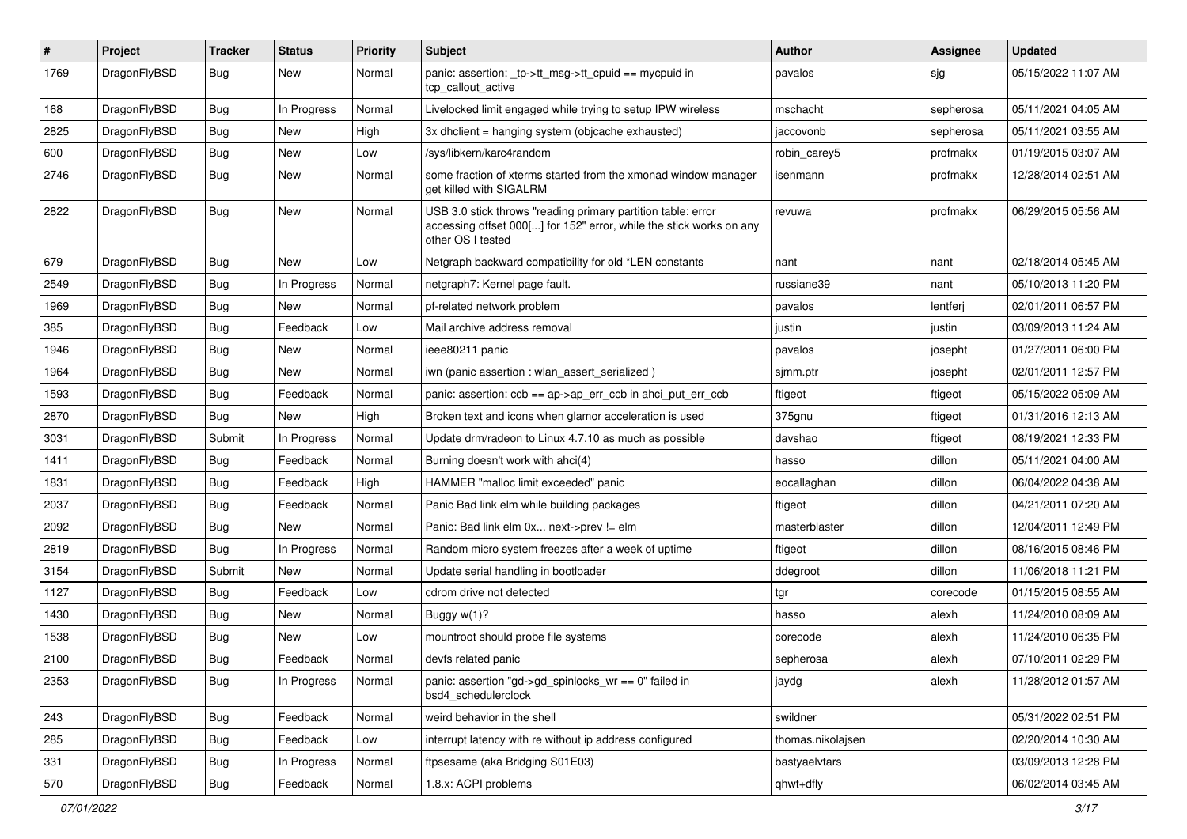| # | Project | Tracker | Status | Priority | Subject | Author | Assignee | Updated |
|---|---|---|---|---|---|---|---|---|
| 1769 | DragonFlyBSD | Bug | New | Normal | panic: assertion: _tp->tt_msg->tt_cpuid == mycpuid in tcp_callout_active | pavalos | sjg | 05/15/2022 11:07 AM |
| 168 | DragonFlyBSD | Bug | In Progress | Normal | Livelocked limit engaged while trying to setup IPW wireless | mschacht | sepherosa | 05/11/2021 04:05 AM |
| 2825 | DragonFlyBSD | Bug | New | High | 3x dhclient = hanging system (objcache exhausted) | jaccovonb | sepherosa | 05/11/2021 03:55 AM |
| 600 | DragonFlyBSD | Bug | New | Low | /sys/libkern/karc4random | robin_carey5 | profmakx | 01/19/2015 03:07 AM |
| 2746 | DragonFlyBSD | Bug | New | Normal | some fraction of xterms started from the xmonad window manager get killed with SIGALRM | isenmann | profmakx | 12/28/2014 02:51 AM |
| 2822 | DragonFlyBSD | Bug | New | Normal | USB 3.0 stick throws "reading primary partition table: error accessing offset 000[...] for 152" error, while the stick works on any other OS I tested | revuwa | profmakx | 06/29/2015 05:56 AM |
| 679 | DragonFlyBSD | Bug | New | Low | Netgraph backward compatibility for old *LEN constants | nant | nant | 02/18/2014 05:45 AM |
| 2549 | DragonFlyBSD | Bug | In Progress | Normal | netgraph7: Kernel page fault. | russiane39 | nant | 05/10/2013 11:20 PM |
| 1969 | DragonFlyBSD | Bug | New | Normal | pf-related network problem | pavalos | lentferj | 02/01/2011 06:57 PM |
| 385 | DragonFlyBSD | Bug | Feedback | Low | Mail archive address removal | justin | justin | 03/09/2013 11:24 AM |
| 1946 | DragonFlyBSD | Bug | New | Normal | ieee80211 panic | pavalos | josepht | 01/27/2011 06:00 PM |
| 1964 | DragonFlyBSD | Bug | New | Normal | iwn (panic assertion : wlan_assert_serialized ) | sjmm.ptr | josepht | 02/01/2011 12:57 PM |
| 1593 | DragonFlyBSD | Bug | Feedback | Normal | panic: assertion: ccb == ap->ap_err_ccb in ahci_put_err_ccb | ftigeot | ftigeot | 05/15/2022 05:09 AM |
| 2870 | DragonFlyBSD | Bug | New | High | Broken text and icons when glamor acceleration is used | 375gnu | ftigeot | 01/31/2016 12:13 AM |
| 3031 | DragonFlyBSD | Submit | In Progress | Normal | Update drm/radeon to Linux 4.7.10 as much as possible | davshao | ftigeot | 08/19/2021 12:33 PM |
| 1411 | DragonFlyBSD | Bug | Feedback | Normal | Burning doesn't work with ahci(4) | hasso | dillon | 05/11/2021 04:00 AM |
| 1831 | DragonFlyBSD | Bug | Feedback | High | HAMMER "malloc limit exceeded" panic | eocallaghan | dillon | 06/04/2022 04:38 AM |
| 2037 | DragonFlyBSD | Bug | Feedback | Normal | Panic Bad link elm while building packages | ftigeot | dillon | 04/21/2011 07:20 AM |
| 2092 | DragonFlyBSD | Bug | New | Normal | Panic: Bad link elm 0x... next->prev != elm | masterblaster | dillon | 12/04/2011 12:49 PM |
| 2819 | DragonFlyBSD | Bug | In Progress | Normal | Random micro system freezes after a week of uptime | ftigeot | dillon | 08/16/2015 08:46 PM |
| 3154 | DragonFlyBSD | Submit | New | Normal | Update serial handling in bootloader | ddegroot | dillon | 11/06/2018 11:21 PM |
| 1127 | DragonFlyBSD | Bug | Feedback | Low | cdrom drive not detected | tgr | corecode | 01/15/2015 08:55 AM |
| 1430 | DragonFlyBSD | Bug | New | Normal | Buggy w(1)? | hasso | alexh | 11/24/2010 08:09 AM |
| 1538 | DragonFlyBSD | Bug | New | Low | mountroot should probe file systems | corecode | alexh | 11/24/2010 06:35 PM |
| 2100 | DragonFlyBSD | Bug | Feedback | Normal | devfs related panic | sepherosa | alexh | 07/10/2011 02:29 PM |
| 2353 | DragonFlyBSD | Bug | In Progress | Normal | panic: assertion "gd->gd_spinlocks_wr == 0" failed in bsd4_schedulerclock | jaydg | alexh | 11/28/2012 01:57 AM |
| 243 | DragonFlyBSD | Bug | Feedback | Normal | weird behavior in the shell | swildner | | 05/31/2022 02:51 PM |
| 285 | DragonFlyBSD | Bug | Feedback | Low | interrupt latency with re without ip address configured | thomas.nikolajsen | | 02/20/2014 10:30 AM |
| 331 | DragonFlyBSD | Bug | In Progress | Normal | ftpsesame (aka Bridging S01E03) | bastyaelvtars | | 03/09/2013 12:28 PM |
| 570 | DragonFlyBSD | Bug | Feedback | Normal | 1.8.x: ACPI problems | qhwt+dfly | | 06/02/2014 03:45 AM |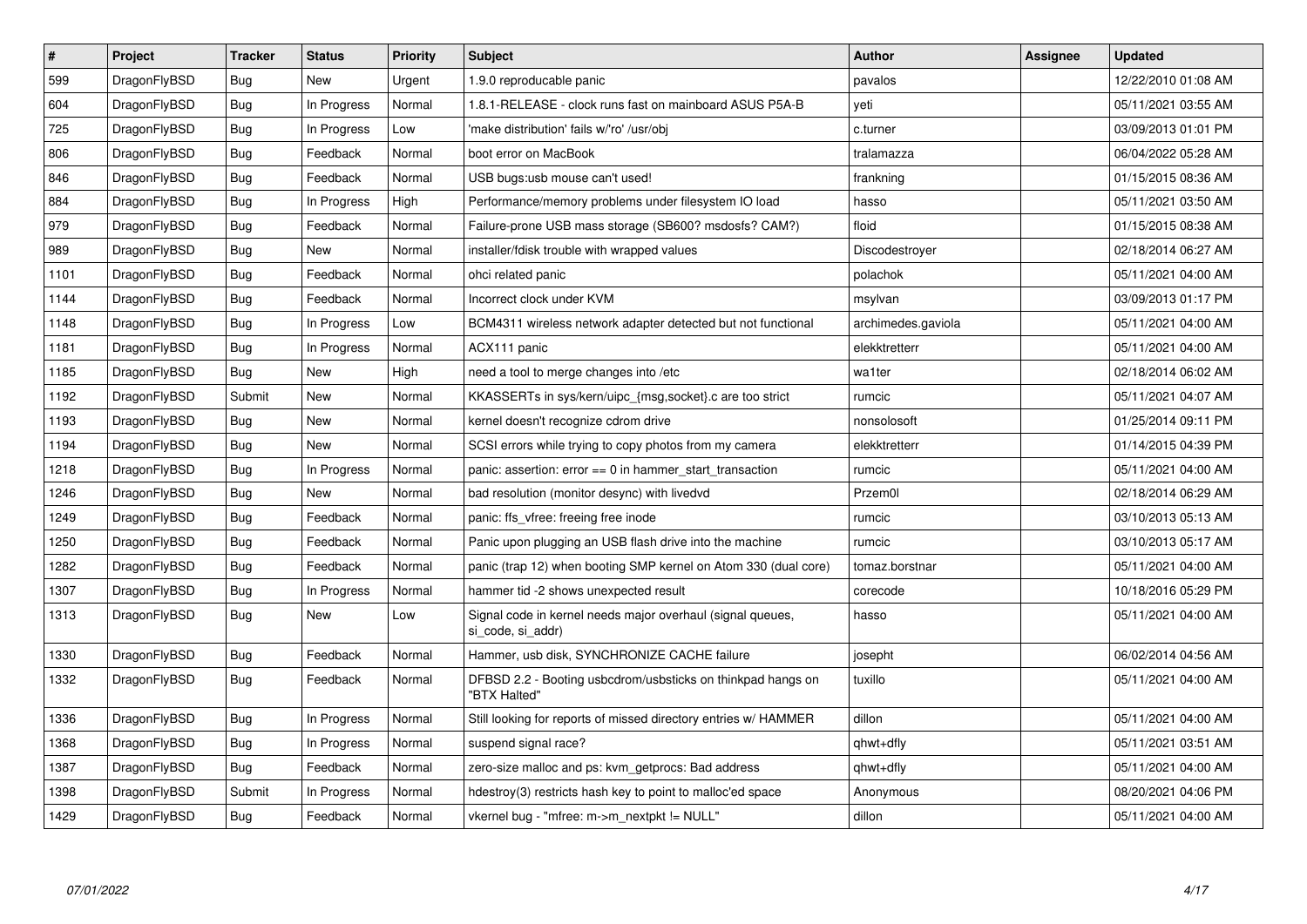| # | Project | Tracker | Status | Priority | Subject | Author | Assignee | Updated |
|---|---|---|---|---|---|---|---|---|
| 599 | DragonFlyBSD | Bug | New | Urgent | 1.9.0 reproducable panic | pavalos | | 12/22/2010 01:08 AM |
| 604 | DragonFlyBSD | Bug | In Progress | Normal | 1.8.1-RELEASE - clock runs fast on mainboard ASUS P5A-B | yeti | | 05/11/2021 03:55 AM |
| 725 | DragonFlyBSD | Bug | In Progress | Low | 'make distribution' fails w/'ro' /usr/obj | c.turner | | 03/09/2013 01:01 PM |
| 806 | DragonFlyBSD | Bug | Feedback | Normal | boot error on MacBook | tralamazza | | 06/04/2022 05:28 AM |
| 846 | DragonFlyBSD | Bug | Feedback | Normal | USB bugs:usb mouse can't used! | frankning | | 01/15/2015 08:36 AM |
| 884 | DragonFlyBSD | Bug | In Progress | High | Performance/memory problems under filesystem IO load | hasso | | 05/11/2021 03:50 AM |
| 979 | DragonFlyBSD | Bug | Feedback | Normal | Failure-prone USB mass storage (SB600? msdosfs? CAM?) | floid | | 01/15/2015 08:38 AM |
| 989 | DragonFlyBSD | Bug | New | Normal | installer/fdisk trouble with wrapped values | Discodestroyer | | 02/18/2014 06:27 AM |
| 1101 | DragonFlyBSD | Bug | Feedback | Normal | ohci related panic | polachok | | 05/11/2021 04:00 AM |
| 1144 | DragonFlyBSD | Bug | Feedback | Normal | Incorrect clock under KVM | msylvan | | 03/09/2013 01:17 PM |
| 1148 | DragonFlyBSD | Bug | In Progress | Low | BCM4311 wireless network adapter detected but not functional | archimedes.gaviola | | 05/11/2021 04:00 AM |
| 1181 | DragonFlyBSD | Bug | In Progress | Normal | ACX111 panic | elekktretterr | | 05/11/2021 04:00 AM |
| 1185 | DragonFlyBSD | Bug | New | High | need a tool to merge changes into /etc | wa1ter | | 02/18/2014 06:02 AM |
| 1192 | DragonFlyBSD | Submit | New | Normal | KKASSERTs in sys/kern/uipc_{msg,socket}.c are too strict | rumcic | | 05/11/2021 04:07 AM |
| 1193 | DragonFlyBSD | Bug | New | Normal | kernel doesn't recognize cdrom drive | nonsolosoft | | 01/25/2014 09:11 PM |
| 1194 | DragonFlyBSD | Bug | New | Normal | SCSI errors while trying to copy photos from my camera | elekktretterr | | 01/14/2015 04:39 PM |
| 1218 | DragonFlyBSD | Bug | In Progress | Normal | panic: assertion: error == 0 in hammer_start_transaction | rumcic | | 05/11/2021 04:00 AM |
| 1246 | DragonFlyBSD | Bug | New | Normal | bad resolution (monitor desync) with livedvd | Przem0l | | 02/18/2014 06:29 AM |
| 1249 | DragonFlyBSD | Bug | Feedback | Normal | panic: ffs_vfree: freeing free inode | rumcic | | 03/10/2013 05:13 AM |
| 1250 | DragonFlyBSD | Bug | Feedback | Normal | Panic upon plugging an USB flash drive into the machine | rumcic | | 03/10/2013 05:17 AM |
| 1282 | DragonFlyBSD | Bug | Feedback | Normal | panic (trap 12) when booting SMP kernel on Atom 330 (dual core) | tomaz.borstnar | | 05/11/2021 04:00 AM |
| 1307 | DragonFlyBSD | Bug | In Progress | Normal | hammer tid -2 shows unexpected result | corecode | | 10/18/2016 05:29 PM |
| 1313 | DragonFlyBSD | Bug | New | Low | Signal code in kernel needs major overhaul (signal queues, si_code, si_addr) | hasso | | 05/11/2021 04:00 AM |
| 1330 | DragonFlyBSD | Bug | Feedback | Normal | Hammer, usb disk, SYNCHRONIZE CACHE failure | josepht | | 06/02/2014 04:56 AM |
| 1332 | DragonFlyBSD | Bug | Feedback | Normal | DFBSD 2.2 - Booting usbcdrom/usbsticks on thinkpad hangs on "BTX Halted" | tuxillo | | 05/11/2021 04:00 AM |
| 1336 | DragonFlyBSD | Bug | In Progress | Normal | Still looking for reports of missed directory entries w/ HAMMER | dillon | | 05/11/2021 04:00 AM |
| 1368 | DragonFlyBSD | Bug | In Progress | Normal | suspend signal race? | qhwt+dfly | | 05/11/2021 03:51 AM |
| 1387 | DragonFlyBSD | Bug | Feedback | Normal | zero-size malloc and ps: kvm_getprocs: Bad address | qhwt+dfly | | 05/11/2021 04:00 AM |
| 1398 | DragonFlyBSD | Submit | In Progress | Normal | hdestroy(3) restricts hash key to point to malloc'ed space | Anonymous | | 08/20/2021 04:06 PM |
| 1429 | DragonFlyBSD | Bug | Feedback | Normal | vkernel bug - "mfree: m->m_nextpkt != NULL" | dillon | | 05/11/2021 04:00 AM |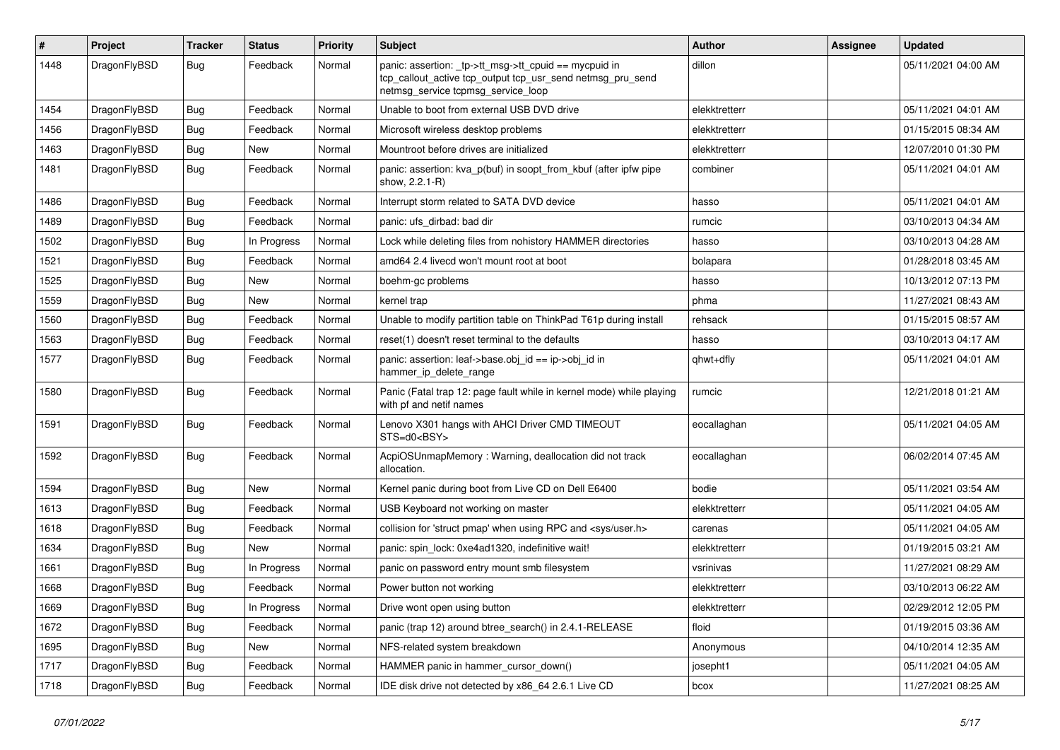| # | Project | Tracker | Status | Priority | Subject | Author | Assignee | Updated |
| --- | --- | --- | --- | --- | --- | --- | --- | --- |
| 1448 | DragonFlyBSD | Bug | Feedback | Normal | panic: assertion: _tp->tt_msg->tt_cpuid == mycpuid in tcp_callout_active tcp_output tcp_usr_send netmsg_pru_send netmsg_service tcpmsg_service_loop | dillon | | 05/11/2021 04:00 AM |
| 1454 | DragonFlyBSD | Bug | Feedback | Normal | Unable to boot from external USB DVD drive | elekktretterr | | 05/11/2021 04:01 AM |
| 1456 | DragonFlyBSD | Bug | Feedback | Normal | Microsoft wireless desktop problems | elekktretterr | | 01/15/2015 08:34 AM |
| 1463 | DragonFlyBSD | Bug | New | Normal | Mountroot before drives are initialized | elekktretterr | | 12/07/2010 01:30 PM |
| 1481 | DragonFlyBSD | Bug | Feedback | Normal | panic: assertion: kva_p(buf) in soopt_from_kbuf (after ipfw pipe show, 2.2.1-R) | combiner | | 05/11/2021 04:01 AM |
| 1486 | DragonFlyBSD | Bug | Feedback | Normal | Interrupt storm related to SATA DVD device | hasso | | 05/11/2021 04:01 AM |
| 1489 | DragonFlyBSD | Bug | Feedback | Normal | panic: ufs_dirbad: bad dir | rumcic | | 03/10/2013 04:34 AM |
| 1502 | DragonFlyBSD | Bug | In Progress | Normal | Lock while deleting files from nohistory HAMMER directories | hasso | | 03/10/2013 04:28 AM |
| 1521 | DragonFlyBSD | Bug | Feedback | Normal | amd64 2.4 livecd won't mount root at boot | bolapara | | 01/28/2018 03:45 AM |
| 1525 | DragonFlyBSD | Bug | New | Normal | boehm-gc problems | hasso | | 10/13/2012 07:13 PM |
| 1559 | DragonFlyBSD | Bug | New | Normal | kernel trap | phma | | 11/27/2021 08:43 AM |
| 1560 | DragonFlyBSD | Bug | Feedback | Normal | Unable to modify partition table on ThinkPad T61p during install | rehsack | | 01/15/2015 08:57 AM |
| 1563 | DragonFlyBSD | Bug | Feedback | Normal | reset(1) doesn't reset terminal to the defaults | hasso | | 03/10/2013 04:17 AM |
| 1577 | DragonFlyBSD | Bug | Feedback | Normal | panic: assertion: leaf->base.obj_id == ip->obj_id in hammer_ip_delete_range | qhwt+dfly | | 05/11/2021 04:01 AM |
| 1580 | DragonFlyBSD | Bug | Feedback | Normal | Panic (Fatal trap 12: page fault while in kernel mode) while playing with pf and netif names | rumcic | | 12/21/2018 01:21 AM |
| 1591 | DragonFlyBSD | Bug | Feedback | Normal | Lenovo X301 hangs with AHCI Driver CMD TIMEOUT STS=d0<BSY> | eocallaghan | | 05/11/2021 04:05 AM |
| 1592 | DragonFlyBSD | Bug | Feedback | Normal | AcpiOSUnmapMemory : Warning, deallocation did not track allocation. | eocallaghan | | 06/02/2014 07:45 AM |
| 1594 | DragonFlyBSD | Bug | New | Normal | Kernel panic during boot from Live CD on Dell E6400 | bodie | | 05/11/2021 03:54 AM |
| 1613 | DragonFlyBSD | Bug | Feedback | Normal | USB Keyboard not working on master | elekktretterr | | 05/11/2021 04:05 AM |
| 1618 | DragonFlyBSD | Bug | Feedback | Normal | collision for 'struct pmap' when using RPC and <sys/user.h> | carenas | | 05/11/2021 04:05 AM |
| 1634 | DragonFlyBSD | Bug | New | Normal | panic: spin_lock: 0xe4ad1320, indefinitive wait! | elekktretterr | | 01/19/2015 03:21 AM |
| 1661 | DragonFlyBSD | Bug | In Progress | Normal | panic on password entry mount smb filesystem | vsrinivas | | 11/27/2021 08:29 AM |
| 1668 | DragonFlyBSD | Bug | Feedback | Normal | Power button not working | elekktretterr | | 03/10/2013 06:22 AM |
| 1669 | DragonFlyBSD | Bug | In Progress | Normal | Drive wont open using button | elekktretterr | | 02/29/2012 12:05 PM |
| 1672 | DragonFlyBSD | Bug | Feedback | Normal | panic (trap 12) around btree_search() in 2.4.1-RELEASE | floid | | 01/19/2015 03:36 AM |
| 1695 | DragonFlyBSD | Bug | New | Normal | NFS-related system breakdown | Anonymous | | 04/10/2014 12:35 AM |
| 1717 | DragonFlyBSD | Bug | Feedback | Normal | HAMMER panic in hammer_cursor_down() | josepht1 | | 05/11/2021 04:05 AM |
| 1718 | DragonFlyBSD | Bug | Feedback | Normal | IDE disk drive not detected by x86_64 2.6.1 Live CD | bcox | | 11/27/2021 08:25 AM |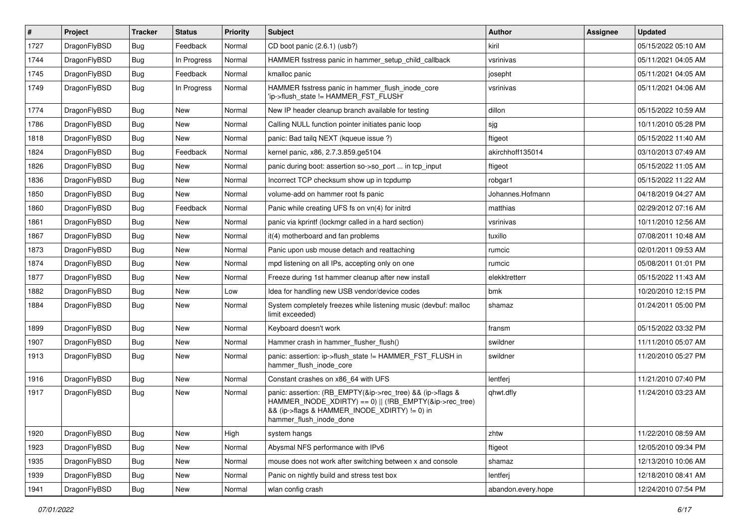| # | Project | Tracker | Status | Priority | Subject | Author | Assignee | Updated |
|---|---|---|---|---|---|---|---|---|
| 1727 | DragonFlyBSD | Bug | Feedback | Normal | CD boot panic (2.6.1) (usb?) | kiril | | 05/15/2022 05:10 AM |
| 1744 | DragonFlyBSD | Bug | In Progress | Normal | HAMMER fsstress panic in hammer_setup_child_callback | vsrinivas | | 05/11/2021 04:05 AM |
| 1745 | DragonFlyBSD | Bug | Feedback | Normal | kmalloc panic | josepht | | 05/11/2021 04:05 AM |
| 1749 | DragonFlyBSD | Bug | In Progress | Normal | HAMMER fsstress panic in hammer_flush_inode_core 'ip->flush_state != HAMMER_FST_FLUSH' | vsrinivas | | 05/11/2021 04:06 AM |
| 1774 | DragonFlyBSD | Bug | New | Normal | New IP header cleanup branch available for testing | dillon | | 05/15/2022 10:59 AM |
| 1786 | DragonFlyBSD | Bug | New | Normal | Calling NULL function pointer initiates panic loop | sjg | | 10/11/2010 05:28 PM |
| 1818 | DragonFlyBSD | Bug | New | Normal | panic: Bad tailq NEXT (kqueue issue ?) | ftigeot | | 05/15/2022 11:40 AM |
| 1824 | DragonFlyBSD | Bug | Feedback | Normal | kernel panic, x86, 2.7.3.859.ge5104 | akirchhoff135014 | | 03/10/2013 07:49 AM |
| 1826 | DragonFlyBSD | Bug | New | Normal | panic during boot: assertion so->so_port ... in tcp_input | ftigeot | | 05/15/2022 11:05 AM |
| 1836 | DragonFlyBSD | Bug | New | Normal | Incorrect TCP checksum show up in tcpdump | robgar1 | | 05/15/2022 11:22 AM |
| 1850 | DragonFlyBSD | Bug | New | Normal | volume-add on hammer root fs panic | Johannes.Hofmann | | 04/18/2019 04:27 AM |
| 1860 | DragonFlyBSD | Bug | Feedback | Normal | Panic while creating UFS fs on vn(4) for initrd | matthias | | 02/29/2012 07:16 AM |
| 1861 | DragonFlyBSD | Bug | New | Normal | panic via kprintf (lockmgr called in a hard section) | vsrinivas | | 10/11/2010 12:56 AM |
| 1867 | DragonFlyBSD | Bug | New | Normal | it(4) motherboard and fan problems | tuxillo | | 07/08/2011 10:48 AM |
| 1873 | DragonFlyBSD | Bug | New | Normal | Panic upon usb mouse detach and reattaching | rumcic | | 02/01/2011 09:53 AM |
| 1874 | DragonFlyBSD | Bug | New | Normal | mpd listening on all IPs, accepting only on one | rumcic | | 05/08/2011 01:01 PM |
| 1877 | DragonFlyBSD | Bug | New | Normal | Freeze during 1st hammer cleanup after new install | elekktretterr | | 05/15/2022 11:43 AM |
| 1882 | DragonFlyBSD | Bug | New | Low | Idea for handling new USB vendor/device codes | bmk | | 10/20/2010 12:15 PM |
| 1884 | DragonFlyBSD | Bug | New | Normal | System completely freezes while listening music (devbuf: malloc limit exceeded) | shamaz | | 01/24/2011 05:00 PM |
| 1899 | DragonFlyBSD | Bug | New | Normal | Keyboard doesn't work | fransm | | 05/15/2022 03:32 PM |
| 1907 | DragonFlyBSD | Bug | New | Normal | Hammer crash in hammer_flusher_flush() | swildner | | 11/11/2010 05:07 AM |
| 1913 | DragonFlyBSD | Bug | New | Normal | panic: assertion: ip->flush_state != HAMMER_FST_FLUSH in hammer_flush_inode_core | swildner | | 11/20/2010 05:27 PM |
| 1916 | DragonFlyBSD | Bug | New | Normal | Constant crashes on x86_64 with UFS | lentferj | | 11/21/2010 07:40 PM |
| 1917 | DragonFlyBSD | Bug | New | Normal | panic: assertion: (RB_EMPTY(&ip->rec_tree) && (ip->flags & HAMMER_INODE_XDIRTY) == 0) \|\| (!RB_EMPTY(&ip->rec_tree) && (ip->flags & HAMMER_INODE_XDIRTY) != 0) in hammer_flush_inode_done | qhwt.dfly | | 11/24/2010 03:23 AM |
| 1920 | DragonFlyBSD | Bug | New | High | system hangs | zhtw | | 11/22/2010 08:59 AM |
| 1923 | DragonFlyBSD | Bug | New | Normal | Abysmal NFS performance with IPv6 | ftigeot | | 12/05/2010 09:34 PM |
| 1935 | DragonFlyBSD | Bug | New | Normal | mouse does not work after switching between x and console | shamaz | | 12/13/2010 10:06 AM |
| 1939 | DragonFlyBSD | Bug | New | Normal | Panic on nightly build and stress test box | lentferj | | 12/18/2010 08:41 AM |
| 1941 | DragonFlyBSD | Bug | New | Normal | wlan config crash | abandon.every.hope | | 12/24/2010 07:54 PM |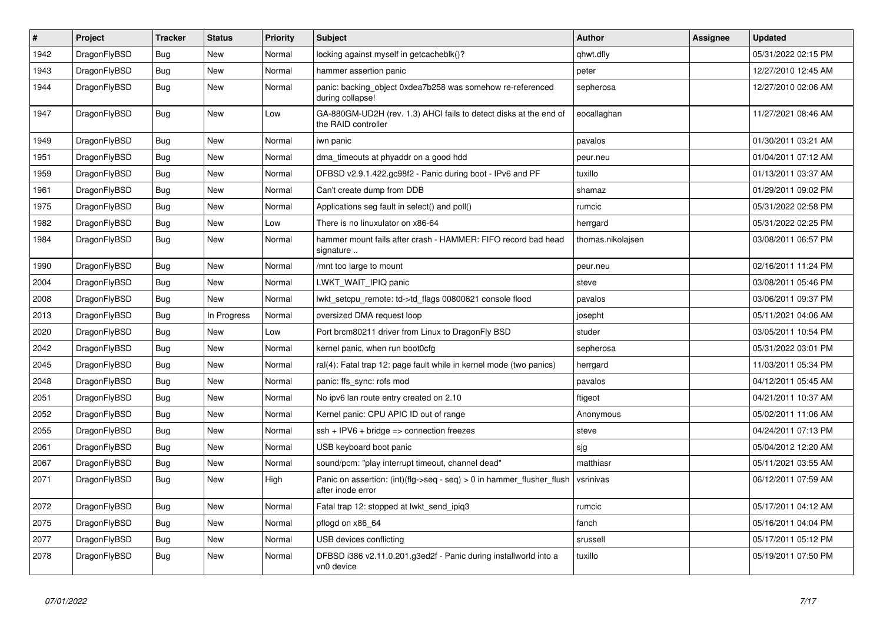| # | Project | Tracker | Status | Priority | Subject | Author | Assignee | Updated |
|---|---|---|---|---|---|---|---|---|
| 1942 | DragonFlyBSD | Bug | New | Normal | locking against myself in getcacheblk()? | qhwt.dfly | | 05/31/2022 02:15 PM |
| 1943 | DragonFlyBSD | Bug | New | Normal | hammer assertion panic | peter | | 12/27/2010 12:45 AM |
| 1944 | DragonFlyBSD | Bug | New | Normal | panic: backing_object 0xdea7b258 was somehow re-referenced during collapse! | sepherosa | | 12/27/2010 02:06 AM |
| 1947 | DragonFlyBSD | Bug | New | Low | GA-880GM-UD2H (rev. 1.3) AHCI fails to detect disks at the end of the RAID controller | eocallaghan | | 11/27/2021 08:46 AM |
| 1949 | DragonFlyBSD | Bug | New | Normal | iwn panic | pavalos | | 01/30/2011 03:21 AM |
| 1951 | DragonFlyBSD | Bug | New | Normal | dma_timeouts at phyaddr on a good hdd | peur.neu | | 01/04/2011 07:12 AM |
| 1959 | DragonFlyBSD | Bug | New | Normal | DFBSD v2.9.1.422.gc98f2 - Panic during boot - IPv6 and PF | tuxillo | | 01/13/2011 03:37 AM |
| 1961 | DragonFlyBSD | Bug | New | Normal | Can't create dump from DDB | shamaz | | 01/29/2011 09:02 PM |
| 1975 | DragonFlyBSD | Bug | New | Normal | Applications seg fault in select() and poll() | rumcic | | 05/31/2022 02:58 PM |
| 1982 | DragonFlyBSD | Bug | New | Low | There is no linuxulator on x86-64 | herrgard | | 05/31/2022 02:25 PM |
| 1984 | DragonFlyBSD | Bug | New | Normal | hammer mount fails after crash - HAMMER: FIFO record bad head signature .. | thomas.nikolajsen | | 03/08/2011 06:57 PM |
| 1990 | DragonFlyBSD | Bug | New | Normal | /mnt too large to mount | peur.neu | | 02/16/2011 11:24 PM |
| 2004 | DragonFlyBSD | Bug | New | Normal | LWKT_WAIT_IPIQ panic | steve | | 03/08/2011 05:46 PM |
| 2008 | DragonFlyBSD | Bug | New | Normal | lwkt_setcpu_remote: td->td_flags 00800621 console flood | pavalos | | 03/06/2011 09:37 PM |
| 2013 | DragonFlyBSD | Bug | In Progress | Normal | oversized DMA request loop | josepht | | 05/11/2021 04:06 AM |
| 2020 | DragonFlyBSD | Bug | New | Low | Port brcm80211 driver from Linux to DragonFly BSD | studer | | 03/05/2011 10:54 PM |
| 2042 | DragonFlyBSD | Bug | New | Normal | kernel panic, when run boot0cfg | sepherosa | | 05/31/2022 03:01 PM |
| 2045 | DragonFlyBSD | Bug | New | Normal | ral(4): Fatal trap 12: page fault while in kernel mode (two panics) | herrgard | | 11/03/2011 05:34 PM |
| 2048 | DragonFlyBSD | Bug | New | Normal | panic: ffs_sync: rofs mod | pavalos | | 04/12/2011 05:45 AM |
| 2051 | DragonFlyBSD | Bug | New | Normal | No ipv6 lan route entry created on 2.10 | ftigeot | | 04/21/2011 10:37 AM |
| 2052 | DragonFlyBSD | Bug | New | Normal | Kernel panic: CPU APIC ID out of range | Anonymous | | 05/02/2011 11:06 AM |
| 2055 | DragonFlyBSD | Bug | New | Normal | ssh + IPV6 + bridge => connection freezes | steve | | 04/24/2011 07:13 PM |
| 2061 | DragonFlyBSD | Bug | New | Normal | USB keyboard boot panic | sjg | | 05/04/2012 12:20 AM |
| 2067 | DragonFlyBSD | Bug | New | Normal | sound/pcm: "play interrupt timeout, channel dead" | matthiasr | | 05/11/2021 03:55 AM |
| 2071 | DragonFlyBSD | Bug | New | High | Panic on assertion: (int)(flg->seq - seq) > 0 in hammer_flusher_flush after inode error | vsrinivas | | 06/12/2011 07:59 AM |
| 2072 | DragonFlyBSD | Bug | New | Normal | Fatal trap 12: stopped at lwkt_send_ipiq3 | rumcic | | 05/17/2011 04:12 AM |
| 2075 | DragonFlyBSD | Bug | New | Normal | pflogd on x86_64 | fanch | | 05/16/2011 04:04 PM |
| 2077 | DragonFlyBSD | Bug | New | Normal | USB devices conflicting | srussell | | 05/17/2011 05:12 PM |
| 2078 | DragonFlyBSD | Bug | New | Normal | DFBSD i386 v2.11.0.201.g3ed2f - Panic during installworld into a vn0 device | tuxillo | | 05/19/2011 07:50 PM |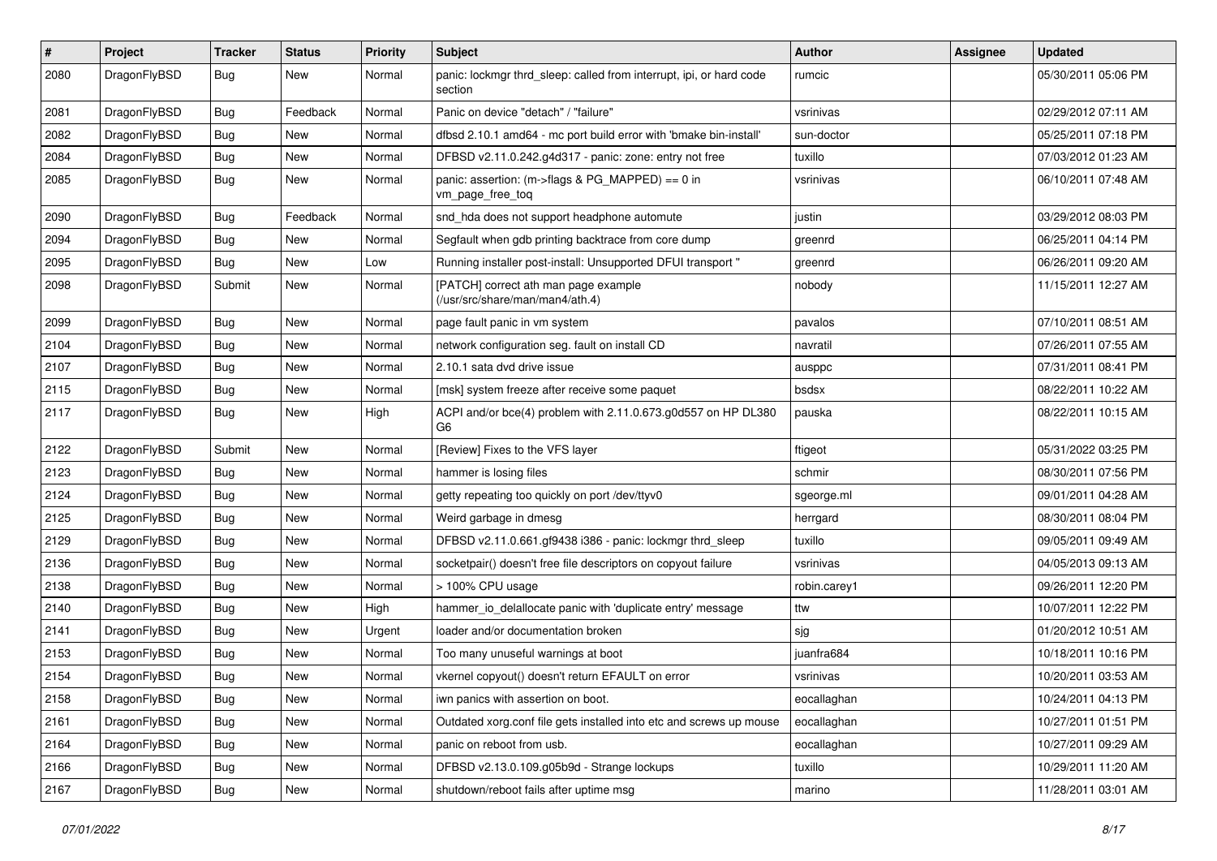| # | Project | Tracker | Status | Priority | Subject | Author | Assignee | Updated |
|---|---|---|---|---|---|---|---|---|
| 2080 | DragonFlyBSD | Bug | New | Normal | panic: lockmgr thrd_sleep: called from interrupt, ipi, or hard code section | rumcic | | 05/30/2011 05:06 PM |
| 2081 | DragonFlyBSD | Bug | Feedback | Normal | Panic on device "detach" / "failure" | vsrinivas | | 02/29/2012 07:11 AM |
| 2082 | DragonFlyBSD | Bug | New | Normal | dfbsd 2.10.1 amd64 - mc port build error with 'bmake bin-install' | sun-doctor | | 05/25/2011 07:18 PM |
| 2084 | DragonFlyBSD | Bug | New | Normal | DFBSD v2.11.0.242.g4d317 - panic: zone: entry not free | tuxillo | | 07/03/2012 01:23 AM |
| 2085 | DragonFlyBSD | Bug | New | Normal | panic: assertion: (m->flags & PG_MAPPED) == 0 in vm_page_free_toq | vsrinivas | | 06/10/2011 07:48 AM |
| 2090 | DragonFlyBSD | Bug | Feedback | Normal | snd_hda does not support headphone automute | justin | | 03/29/2012 08:03 PM |
| 2094 | DragonFlyBSD | Bug | New | Normal | Segfault when gdb printing backtrace from core dump | greenrd | | 06/25/2011 04:14 PM |
| 2095 | DragonFlyBSD | Bug | New | Low | Running installer post-install: Unsupported DFUI transport " | greenrd | | 06/26/2011 09:20 AM |
| 2098 | DragonFlyBSD | Submit | New | Normal | [PATCH] correct ath man page example (/usr/src/share/man/man4/ath.4) | nobody | | 11/15/2011 12:27 AM |
| 2099 | DragonFlyBSD | Bug | New | Normal | page fault panic in vm system | pavalos | | 07/10/2011 08:51 AM |
| 2104 | DragonFlyBSD | Bug | New | Normal | network configuration seg. fault on install CD | navratil | | 07/26/2011 07:55 AM |
| 2107 | DragonFlyBSD | Bug | New | Normal | 2.10.1 sata dvd drive issue | ausppc | | 07/31/2011 08:41 PM |
| 2115 | DragonFlyBSD | Bug | New | Normal | [msk] system freeze after receive some paquet | bsdsx | | 08/22/2011 10:22 AM |
| 2117 | DragonFlyBSD | Bug | New | High | ACPI and/or bce(4) problem with 2.11.0.673.g0d557 on HP DL380 G6 | pauska | | 08/22/2011 10:15 AM |
| 2122 | DragonFlyBSD | Submit | New | Normal | [Review] Fixes to the VFS layer | ftigeot | | 05/31/2022 03:25 PM |
| 2123 | DragonFlyBSD | Bug | New | Normal | hammer is losing files | schmir | | 08/30/2011 07:56 PM |
| 2124 | DragonFlyBSD | Bug | New | Normal | getty repeating too quickly on port /dev/ttyv0 | sgeorge.ml | | 09/01/2011 04:28 AM |
| 2125 | DragonFlyBSD | Bug | New | Normal | Weird garbage in dmesg | herrgard | | 08/30/2011 08:04 PM |
| 2129 | DragonFlyBSD | Bug | New | Normal | DFBSD v2.11.0.661.gf9438 i386 - panic: lockmgr thrd_sleep | tuxillo | | 09/05/2011 09:49 AM |
| 2136 | DragonFlyBSD | Bug | New | Normal | socketpair() doesn't free file descriptors on copyout failure | vsrinivas | | 04/05/2013 09:13 AM |
| 2138 | DragonFlyBSD | Bug | New | Normal | > 100% CPU usage | robin.carey1 | | 09/26/2011 12:20 PM |
| 2140 | DragonFlyBSD | Bug | New | High | hammer_io_delallocate panic with 'duplicate entry' message | ttw | | 10/07/2011 12:22 PM |
| 2141 | DragonFlyBSD | Bug | New | Urgent | loader and/or documentation broken | sjg | | 01/20/2012 10:51 AM |
| 2153 | DragonFlyBSD | Bug | New | Normal | Too many unuseful warnings at boot | juanfra684 | | 10/18/2011 10:16 PM |
| 2154 | DragonFlyBSD | Bug | New | Normal | vkernel copyout() doesn't return EFAULT on error | vsrinivas | | 10/20/2011 03:53 AM |
| 2158 | DragonFlyBSD | Bug | New | Normal | iwn panics with assertion on boot. | eocallaghan | | 10/24/2011 04:13 PM |
| 2161 | DragonFlyBSD | Bug | New | Normal | Outdated xorg.conf file gets installed into etc and screws up mouse | eocallaghan | | 10/27/2011 01:51 PM |
| 2164 | DragonFlyBSD | Bug | New | Normal | panic on reboot from usb. | eocallaghan | | 10/27/2011 09:29 AM |
| 2166 | DragonFlyBSD | Bug | New | Normal | DFBSD v2.13.0.109.g05b9d - Strange lockups | tuxillo | | 10/29/2011 11:20 AM |
| 2167 | DragonFlyBSD | Bug | New | Normal | shutdown/reboot fails after uptime msg | marino | | 11/28/2011 03:01 AM |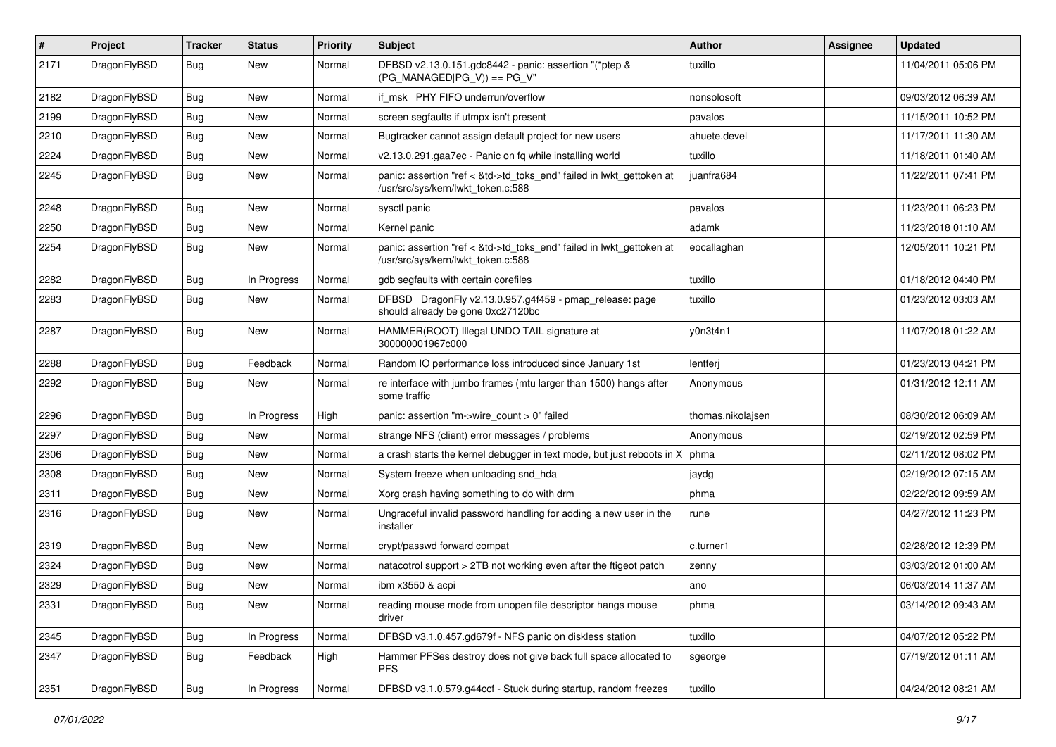| # | Project | Tracker | Status | Priority | Subject | Author | Assignee | Updated |
|---|---|---|---|---|---|---|---|---|
| 2171 | DragonFlyBSD | Bug | New | Normal | DFBSD v2.13.0.151.gdc8442 - panic: assertion "(*ptep & (PG_MANAGED\|PG_V)) == PG_V" | tuxillo | | 11/04/2011 05:06 PM |
| 2182 | DragonFlyBSD | Bug | New | Normal | if_msk PHY FIFO underrun/overflow | nonsolosoft | | 09/03/2012 06:39 AM |
| 2199 | DragonFlyBSD | Bug | New | Normal | screen segfaults if utmpx isn't present | pavalos | | 11/15/2011 10:52 PM |
| 2210 | DragonFlyBSD | Bug | New | Normal | Bugtracker cannot assign default project for new users | ahuete.devel | | 11/17/2011 11:30 AM |
| 2224 | DragonFlyBSD | Bug | New | Normal | v2.13.0.291.gaa7ec - Panic on fq while installing world | tuxillo | | 11/18/2011 01:40 AM |
| 2245 | DragonFlyBSD | Bug | New | Normal | panic: assertion "ref < &td->td_toks_end" failed in lwkt_gettoken at /usr/src/sys/kern/lwkt_token.c:588 | juanfra684 | | 11/22/2011 07:41 PM |
| 2248 | DragonFlyBSD | Bug | New | Normal | sysctl panic | pavalos | | 11/23/2011 06:23 PM |
| 2250 | DragonFlyBSD | Bug | New | Normal | Kernel panic | adamk | | 11/23/2018 01:10 AM |
| 2254 | DragonFlyBSD | Bug | New | Normal | panic: assertion "ref < &td->td_toks_end" failed in lwkt_gettoken at /usr/src/sys/kern/lwkt_token.c:588 | eocallaghan | | 12/05/2011 10:21 PM |
| 2282 | DragonFlyBSD | Bug | In Progress | Normal | gdb segfaults with certain corefiles | tuxillo | | 01/18/2012 04:40 PM |
| 2283 | DragonFlyBSD | Bug | New | Normal | DFBSD DragonFly v2.13.0.957.g4f459 - pmap_release: page should already be gone 0xc27120bc | tuxillo | | 01/23/2012 03:03 AM |
| 2287 | DragonFlyBSD | Bug | New | Normal | HAMMER(ROOT) Illegal UNDO TAIL signature at 300000001967c000 | y0n3t4n1 | | 11/07/2018 01:22 AM |
| 2288 | DragonFlyBSD | Bug | Feedback | Normal | Random IO performance loss introduced since January 1st | lentferj | | 01/23/2013 04:21 PM |
| 2292 | DragonFlyBSD | Bug | New | Normal | re interface with jumbo frames (mtu larger than 1500) hangs after some traffic | Anonymous | | 01/31/2012 12:11 AM |
| 2296 | DragonFlyBSD | Bug | In Progress | High | panic: assertion "m->wire_count > 0" failed | thomas.nikolajsen | | 08/30/2012 06:09 AM |
| 2297 | DragonFlyBSD | Bug | New | Normal | strange NFS (client) error messages / problems | Anonymous | | 02/19/2012 02:59 PM |
| 2306 | DragonFlyBSD | Bug | New | Normal | a crash starts the kernel debugger in text mode, but just reboots in X | phma | | 02/11/2012 08:02 PM |
| 2308 | DragonFlyBSD | Bug | New | Normal | System freeze when unloading snd_hda | jaydg | | 02/19/2012 07:15 AM |
| 2311 | DragonFlyBSD | Bug | New | Normal | Xorg crash having something to do with drm | phma | | 02/22/2012 09:59 AM |
| 2316 | DragonFlyBSD | Bug | New | Normal | Ungraceful invalid password handling for adding a new user in the installer | rune | | 04/27/2012 11:23 PM |
| 2319 | DragonFlyBSD | Bug | New | Normal | crypt/passwd forward compat | c.turner1 | | 02/28/2012 12:39 PM |
| 2324 | DragonFlyBSD | Bug | New | Normal | natacotrol support > 2TB not working even after the ftigeot patch | zenny | | 03/03/2012 01:00 AM |
| 2329 | DragonFlyBSD | Bug | New | Normal | ibm x3550 & acpi | ano | | 06/03/2014 11:37 AM |
| 2331 | DragonFlyBSD | Bug | New | Normal | reading mouse mode from unopen file descriptor hangs mouse driver | phma | | 03/14/2012 09:43 AM |
| 2345 | DragonFlyBSD | Bug | In Progress | Normal | DFBSD v3.1.0.457.gd679f - NFS panic on diskless station | tuxillo | | 04/07/2012 05:22 PM |
| 2347 | DragonFlyBSD | Bug | Feedback | High | Hammer PFSes destroy does not give back full space allocated to PFS | sgeorge | | 07/19/2012 01:11 AM |
| 2351 | DragonFlyBSD | Bug | In Progress | Normal | DFBSD v3.1.0.579.g44ccf - Stuck during startup, random freezes | tuxillo | | 04/24/2012 08:21 AM |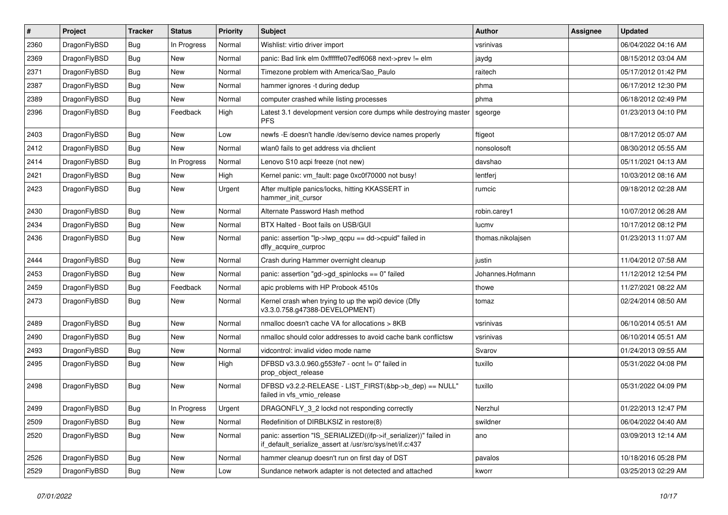| # | Project | Tracker | Status | Priority | Subject | Author | Assignee | Updated |
|---|---|---|---|---|---|---|---|---|
| 2360 | DragonFlyBSD | Bug | In Progress | Normal | Wishlist: virtio driver import | vsrinivas | | 06/04/2022 04:16 AM |
| 2369 | DragonFlyBSD | Bug | New | Normal | panic: Bad link elm 0xffffffe07edf6068 next->prev != elm | jaydg | | 08/15/2012 03:04 AM |
| 2371 | DragonFlyBSD | Bug | New | Normal | Timezone problem with America/Sao_Paulo | raitech | | 05/17/2012 01:42 PM |
| 2387 | DragonFlyBSD | Bug | New | Normal | hammer ignores -t during dedup | phma | | 06/17/2012 12:30 PM |
| 2389 | DragonFlyBSD | Bug | New | Normal | computer crashed while listing processes | phma | | 06/18/2012 02:49 PM |
| 2396 | DragonFlyBSD | Bug | Feedback | High | Latest 3.1 development version core dumps while destroying master PFS | sgeorge | | 01/23/2013 04:10 PM |
| 2403 | DragonFlyBSD | Bug | New | Low | newfs -E doesn't handle /dev/serno device names properly | ftigeot | | 08/17/2012 05:07 AM |
| 2412 | DragonFlyBSD | Bug | New | Normal | wlan0 fails to get address via dhclient | nonsolosoft | | 08/30/2012 05:55 AM |
| 2414 | DragonFlyBSD | Bug | In Progress | Normal | Lenovo S10 acpi freeze (not new) | davshao | | 05/11/2021 04:13 AM |
| 2421 | DragonFlyBSD | Bug | New | High | Kernel panic: vm_fault: page 0xc0f70000 not busy! | lentferj | | 10/03/2012 08:16 AM |
| 2423 | DragonFlyBSD | Bug | New | Urgent | After multiple panics/locks, hitting KKASSERT in hammer_init_cursor | rumcic | | 09/18/2012 02:28 AM |
| 2430 | DragonFlyBSD | Bug | New | Normal | Alternate Password Hash method | robin.carey1 | | 10/07/2012 06:28 AM |
| 2434 | DragonFlyBSD | Bug | New | Normal | BTX Halted - Boot fails on USB/GUI | lucmv | | 10/17/2012 08:12 PM |
| 2436 | DragonFlyBSD | Bug | New | Normal | panic: assertion "lp->lwp_qcpu == dd->cpuid" failed in dfly_acquire_curproc | thomas.nikolajsen | | 01/23/2013 11:07 AM |
| 2444 | DragonFlyBSD | Bug | New | Normal | Crash during Hammer overnight cleanup | justin | | 11/04/2012 07:58 AM |
| 2453 | DragonFlyBSD | Bug | New | Normal | panic: assertion "gd->gd_spinlocks == 0" failed | Johannes.Hofmann | | 11/12/2012 12:54 PM |
| 2459 | DragonFlyBSD | Bug | Feedback | Normal | apic problems with HP Probook 4510s | thowe | | 11/27/2021 08:22 AM |
| 2473 | DragonFlyBSD | Bug | New | Normal | Kernel crash when trying to up the wpi0 device (Dfly v3.3.0.758.g47388-DEVELOPMENT) | tomaz | | 02/24/2014 08:50 AM |
| 2489 | DragonFlyBSD | Bug | New | Normal | nmalloc doesn't cache VA for allocations > 8KB | vsrinivas | | 06/10/2014 05:51 AM |
| 2490 | DragonFlyBSD | Bug | New | Normal | nmalloc should color addresses to avoid cache bank conflictsw | vsrinivas | | 06/10/2014 05:51 AM |
| 2493 | DragonFlyBSD | Bug | New | Normal | vidcontrol: invalid video mode name | Svarov | | 01/24/2013 09:55 AM |
| 2495 | DragonFlyBSD | Bug | New | High | DFBSD v3.3.0.960.g553fe7 - ocnt != 0" failed in prop_object_release | tuxillo | | 05/31/2022 04:08 PM |
| 2498 | DragonFlyBSD | Bug | New | Normal | DFBSD v3.2.2-RELEASE - LIST_FIRST(&bp->b_dep) == NULL" failed in vfs_vmio_release | tuxillo | | 05/31/2022 04:09 PM |
| 2499 | DragonFlyBSD | Bug | In Progress | Urgent | DRAGONFLY_3_2 lockd not responding correctly | Nerzhul | | 01/22/2013 12:47 PM |
| 2509 | DragonFlyBSD | Bug | New | Normal | Redefinition of DIRBLKSIZ in restore(8) | swildner | | 06/04/2022 04:40 AM |
| 2520 | DragonFlyBSD | Bug | New | Normal | panic: assertion "IS_SERIALIZED((ifp->if_serializer))" failed in if_default_serialize_assert at /usr/src/sys/net/if.c:437 | ano | | 03/09/2013 12:14 AM |
| 2526 | DragonFlyBSD | Bug | New | Normal | hammer cleanup doesn't run on first day of DST | pavalos | | 10/18/2016 05:28 PM |
| 2529 | DragonFlyBSD | Bug | New | Low | Sundance network adapter is not detected and attached | kworr | | 03/25/2013 02:29 AM |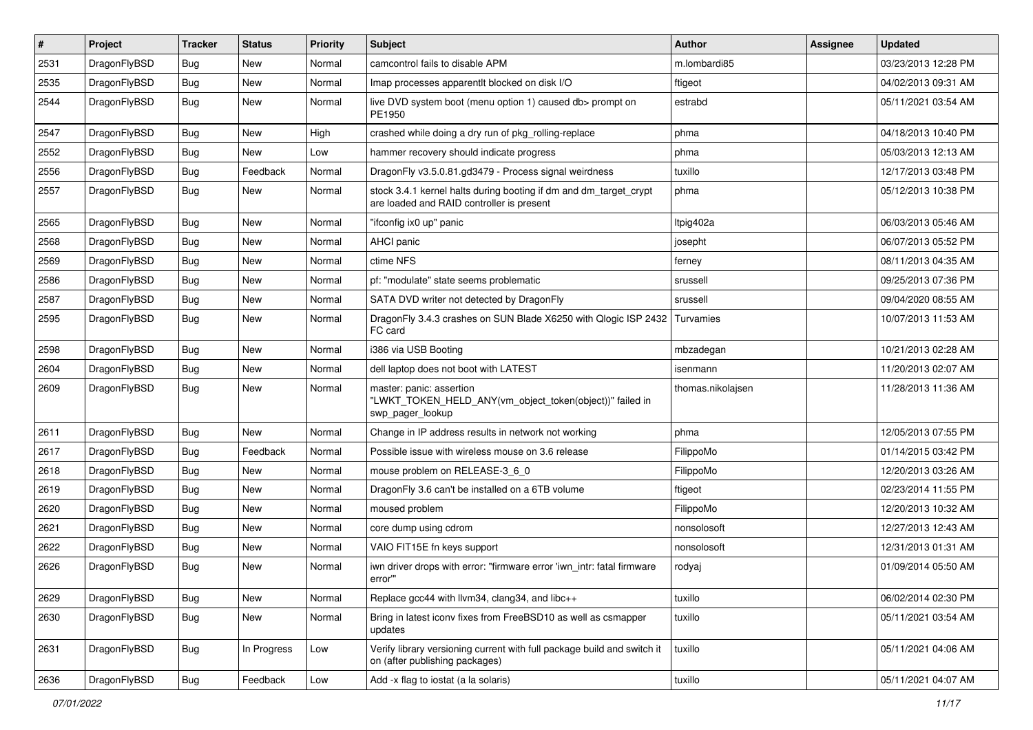| # | Project | Tracker | Status | Priority | Subject | Author | Assignee | Updated |
|---|---|---|---|---|---|---|---|---|
| 2531 | DragonFlyBSD | Bug | New | Normal | camcontrol fails to disable APM | m.lombardi85 | | 03/23/2013 12:28 PM |
| 2535 | DragonFlyBSD | Bug | New | Normal | Imap processes apparentlt blocked on disk I/O | ftigeot | | 04/02/2013 09:31 AM |
| 2544 | DragonFlyBSD | Bug | New | Normal | live DVD system boot (menu option 1) caused db> prompt on PE1950 | estrabd | | 05/11/2021 03:54 AM |
| 2547 | DragonFlyBSD | Bug | New | High | crashed while doing a dry run of pkg_rolling-replace | phma | | 04/18/2013 10:40 PM |
| 2552 | DragonFlyBSD | Bug | New | Low | hammer recovery should indicate progress | phma | | 05/03/2013 12:13 AM |
| 2556 | DragonFlyBSD | Bug | Feedback | Normal | DragonFly v3.5.0.81.gd3479 - Process signal weirdness | tuxillo | | 12/17/2013 03:48 PM |
| 2557 | DragonFlyBSD | Bug | New | Normal | stock 3.4.1 kernel halts during booting if dm and dm_target_crypt are loaded and RAID controller is present | phma | | 05/12/2013 10:38 PM |
| 2565 | DragonFlyBSD | Bug | New | Normal | "ifconfig ix0 up" panic | ltpig402a | | 06/03/2013 05:46 AM |
| 2568 | DragonFlyBSD | Bug | New | Normal | AHCI panic | josepht | | 06/07/2013 05:52 PM |
| 2569 | DragonFlyBSD | Bug | New | Normal | ctime NFS | ferney | | 08/11/2013 04:35 AM |
| 2586 | DragonFlyBSD | Bug | New | Normal | pf: "modulate" state seems problematic | srussell | | 09/25/2013 07:36 PM |
| 2587 | DragonFlyBSD | Bug | New | Normal | SATA DVD writer not detected by DragonFly | srussell | | 09/04/2020 08:55 AM |
| 2595 | DragonFlyBSD | Bug | New | Normal | DragonFly 3.4.3 crashes on SUN Blade X6250 with Qlogic ISP 2432 FC card | Turvamies | | 10/07/2013 11:53 AM |
| 2598 | DragonFlyBSD | Bug | New | Normal | i386 via USB Booting | mbzadegan | | 10/21/2013 02:28 AM |
| 2604 | DragonFlyBSD | Bug | New | Normal | dell laptop does not boot with LATEST | isenmann | | 11/20/2013 02:07 AM |
| 2609 | DragonFlyBSD | Bug | New | Normal | master: panic: assertion "LWKT_TOKEN_HELD_ANY(vm_object_token(object))" failed in swp_pager_lookup | thomas.nikolajsen | | 11/28/2013 11:36 AM |
| 2611 | DragonFlyBSD | Bug | New | Normal | Change in IP address results in network not working | phma | | 12/05/2013 07:55 PM |
| 2617 | DragonFlyBSD | Bug | Feedback | Normal | Possible issue with wireless mouse on 3.6 release | FilippoMo | | 01/14/2015 03:42 PM |
| 2618 | DragonFlyBSD | Bug | New | Normal | mouse problem on RELEASE-3_6_0 | FilippoMo | | 12/20/2013 03:26 AM |
| 2619 | DragonFlyBSD | Bug | New | Normal | DragonFly 3.6 can't be installed on a 6TB volume | ftigeot | | 02/23/2014 11:55 PM |
| 2620 | DragonFlyBSD | Bug | New | Normal | moused problem | FilippoMo | | 12/20/2013 10:32 AM |
| 2621 | DragonFlyBSD | Bug | New | Normal | core dump using cdrom | nonsolosoft | | 12/27/2013 12:43 AM |
| 2622 | DragonFlyBSD | Bug | New | Normal | VAIO FIT15E fn keys support | nonsolosoft | | 12/31/2013 01:31 AM |
| 2626 | DragonFlyBSD | Bug | New | Normal | iwn driver drops with error: "firmware error 'iwn_intr: fatal firmware error'" | rodyaj | | 01/09/2014 05:50 AM |
| 2629 | DragonFlyBSD | Bug | New | Normal | Replace gcc44 with llvm34, clang34, and libc++ | tuxillo | | 06/02/2014 02:30 PM |
| 2630 | DragonFlyBSD | Bug | New | Normal | Bring in latest iconv fixes from FreeBSD10 as well as csmapper updates | tuxillo | | 05/11/2021 03:54 AM |
| 2631 | DragonFlyBSD | Bug | In Progress | Low | Verify library versioning current with full package build and switch it on (after publishing packages) | tuxillo | | 05/11/2021 04:06 AM |
| 2636 | DragonFlyBSD | Bug | Feedback | Low | Add -x flag to iostat (a la solaris) | tuxillo | | 05/11/2021 04:07 AM |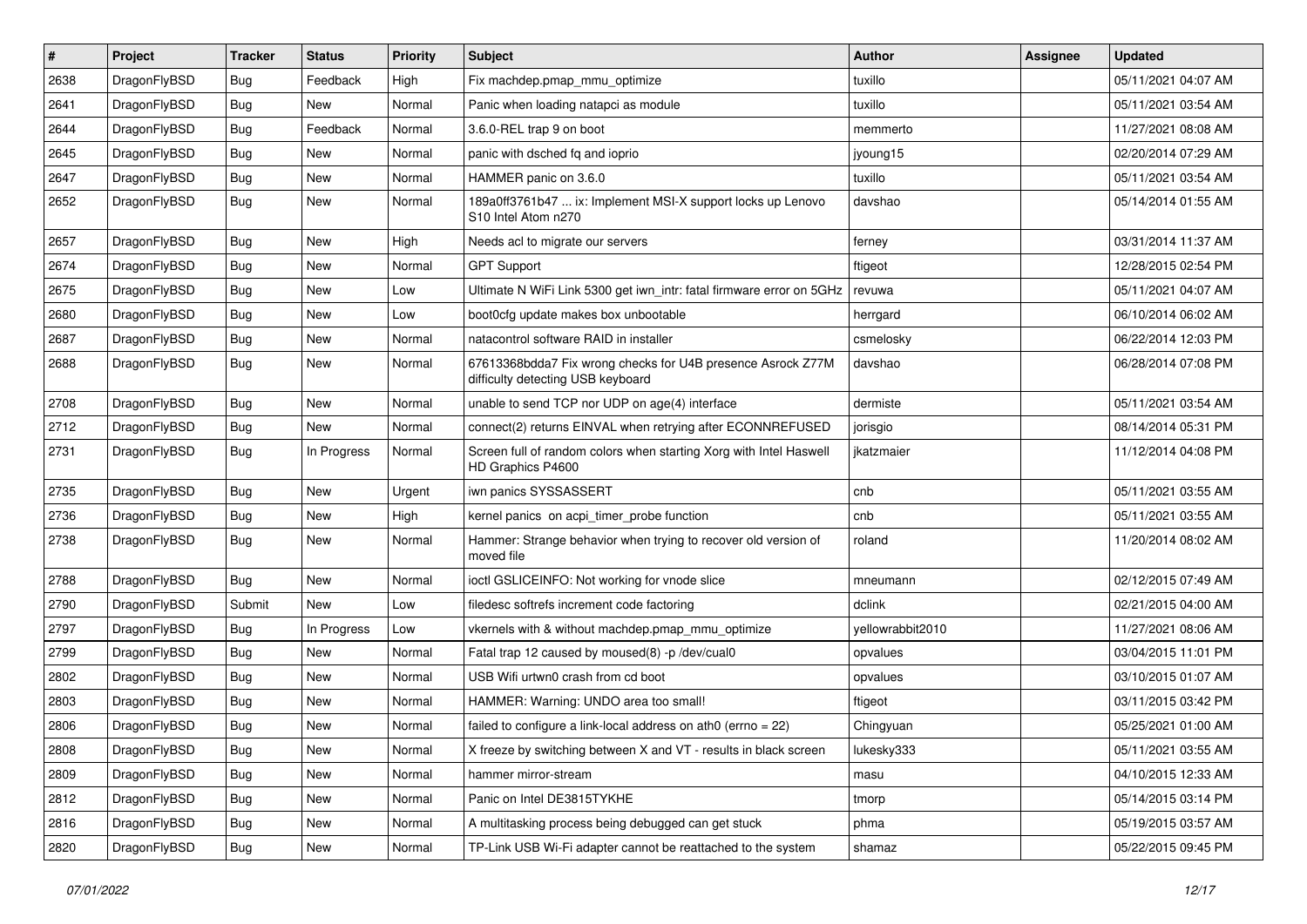| # | Project | Tracker | Status | Priority | Subject | Author | Assignee | Updated |
|---|---|---|---|---|---|---|---|---|
| 2638 | DragonFlyBSD | Bug | Feedback | High | Fix machdep.pmap_mmu_optimize | tuxillo | | 05/11/2021 04:07 AM |
| 2641 | DragonFlyBSD | Bug | New | Normal | Panic when loading natapci as module | tuxillo | | 05/11/2021 03:54 AM |
| 2644 | DragonFlyBSD | Bug | Feedback | Normal | 3.6.0-REL trap 9 on boot | memmerto | | 11/27/2021 08:08 AM |
| 2645 | DragonFlyBSD | Bug | New | Normal | panic with dsched fq and ioprio | jyoung15 | | 02/20/2014 07:29 AM |
| 2647 | DragonFlyBSD | Bug | New | Normal | HAMMER panic on 3.6.0 | tuxillo | | 05/11/2021 03:54 AM |
| 2652 | DragonFlyBSD | Bug | New | Normal | 189a0ff3761b47 ... ix: Implement MSI-X support locks up Lenovo S10 Intel Atom n270 | davshao | | 05/14/2014 01:55 AM |
| 2657 | DragonFlyBSD | Bug | New | High | Needs acl to migrate our servers | ferney | | 03/31/2014 11:37 AM |
| 2674 | DragonFlyBSD | Bug | New | Normal | GPT Support | ftigeot | | 12/28/2015 02:54 PM |
| 2675 | DragonFlyBSD | Bug | New | Low | Ultimate N WiFi Link 5300 get iwn_intr: fatal firmware error on 5GHz | revuwa | | 05/11/2021 04:07 AM |
| 2680 | DragonFlyBSD | Bug | New | Low | boot0cfg update makes box unbootable | herrgard | | 06/10/2014 06:02 AM |
| 2687 | DragonFlyBSD | Bug | New | Normal | natacontrol software RAID in installer | csmelosky | | 06/22/2014 12:03 PM |
| 2688 | DragonFlyBSD | Bug | New | Normal | 67613368bdda7 Fix wrong checks for U4B presence Asrock Z77M difficulty detecting USB keyboard | davshao | | 06/28/2014 07:08 PM |
| 2708 | DragonFlyBSD | Bug | New | Normal | unable to send TCP nor UDP on age(4) interface | dermiste | | 05/11/2021 03:54 AM |
| 2712 | DragonFlyBSD | Bug | New | Normal | connect(2) returns EINVAL when retrying after ECONNREFUSED | jorisgio | | 08/14/2014 05:31 PM |
| 2731 | DragonFlyBSD | Bug | In Progress | Normal | Screen full of random colors when starting Xorg with Intel Haswell HD Graphics P4600 | jkatzmaier | | 11/12/2014 04:08 PM |
| 2735 | DragonFlyBSD | Bug | New | Urgent | iwn panics SYSSASSERT | cnb | | 05/11/2021 03:55 AM |
| 2736 | DragonFlyBSD | Bug | New | High | kernel panics on acpi_timer_probe function | cnb | | 05/11/2021 03:55 AM |
| 2738 | DragonFlyBSD | Bug | New | Normal | Hammer: Strange behavior when trying to recover old version of moved file | roland | | 11/20/2014 08:02 AM |
| 2788 | DragonFlyBSD | Bug | New | Normal | ioctl GSLICEINFO: Not working for vnode slice | mneumann | | 02/12/2015 07:49 AM |
| 2790 | DragonFlyBSD | Submit | New | Low | filedesc softrefs increment code factoring | dclink | | 02/21/2015 04:00 AM |
| 2797 | DragonFlyBSD | Bug | In Progress | Low | vkernels with & without machdep.pmap_mmu_optimize | yellowrabbit2010 | | 11/27/2021 08:06 AM |
| 2799 | DragonFlyBSD | Bug | New | Normal | Fatal trap 12 caused by moused(8) -p /dev/cual0 | opvalues | | 03/04/2015 11:01 PM |
| 2802 | DragonFlyBSD | Bug | New | Normal | USB Wifi urtwn0 crash from cd boot | opvalues | | 03/10/2015 01:07 AM |
| 2803 | DragonFlyBSD | Bug | New | Normal | HAMMER: Warning: UNDO area too small! | ftigeot | | 03/11/2015 03:42 PM |
| 2806 | DragonFlyBSD | Bug | New | Normal | failed to configure a link-local address on ath0 (errno = 22) | Chingyuan | | 05/25/2021 01:00 AM |
| 2808 | DragonFlyBSD | Bug | New | Normal | X freeze by switching between X and VT - results in black screen | lukesky333 | | 05/11/2021 03:55 AM |
| 2809 | DragonFlyBSD | Bug | New | Normal | hammer mirror-stream | masu | | 04/10/2015 12:33 AM |
| 2812 | DragonFlyBSD | Bug | New | Normal | Panic on Intel DE3815TYKHE | tmorp | | 05/14/2015 03:14 PM |
| 2816 | DragonFlyBSD | Bug | New | Normal | A multitasking process being debugged can get stuck | phma | | 05/19/2015 03:57 AM |
| 2820 | DragonFlyBSD | Bug | New | Normal | TP-Link USB Wi-Fi adapter cannot be reattached to the system | shamaz | | 05/22/2015 09:45 PM |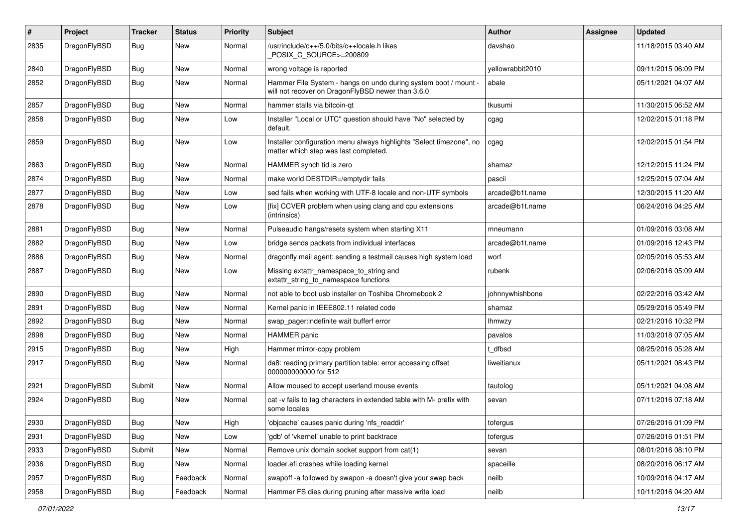| # | Project | Tracker | Status | Priority | Subject | Author | Assignee | Updated |
|---|---|---|---|---|---|---|---|---|
| 2835 | DragonFlyBSD | Bug | New | Normal | /usr/include/c++/5.0/bits/c++locale.h likes _POSIX_C_SOURCE>=200809 | davshao | | 11/18/2015 03:40 AM |
| 2840 | DragonFlyBSD | Bug | New | Normal | wrong voltage is reported | yellowrabbit2010 | | 09/11/2015 06:09 PM |
| 2852 | DragonFlyBSD | Bug | New | Normal | Hammer File System - hangs on undo during system boot / mount - will not recover on DragonFlyBSD newer than 3.6.0 | abale | | 05/11/2021 04:07 AM |
| 2857 | DragonFlyBSD | Bug | New | Normal | hammer stalls via bitcoin-qt | tkusumi | | 11/30/2015 06:52 AM |
| 2858 | DragonFlyBSD | Bug | New | Low | Installer "Local or UTC" question should have "No" selected by default. | cgag | | 12/02/2015 01:18 PM |
| 2859 | DragonFlyBSD | Bug | New | Low | Installer configuration menu always highlights "Select timezone", no matter which step was last completed. | cgag | | 12/02/2015 01:54 PM |
| 2863 | DragonFlyBSD | Bug | New | Normal | HAMMER synch tid is zero | shamaz | | 12/12/2015 11:24 PM |
| 2874 | DragonFlyBSD | Bug | New | Normal | make world DESTDIR=/emptydir fails | pascii | | 12/25/2015 07:04 AM |
| 2877 | DragonFlyBSD | Bug | New | Low | sed fails when working with UTF-8 locale and non-UTF symbols | arcade@b1t.name | | 12/30/2015 11:20 AM |
| 2878 | DragonFlyBSD | Bug | New | Low | [fix] CCVER problem when using clang and cpu extensions (intrinsics) | arcade@b1t.name | | 06/24/2016 04:25 AM |
| 2881 | DragonFlyBSD | Bug | New | Normal | Pulseaudio hangs/resets system when starting X11 | mneumann | | 01/09/2016 03:08 AM |
| 2882 | DragonFlyBSD | Bug | New | Low | bridge sends packets from individual interfaces | arcade@b1t.name | | 01/09/2016 12:43 PM |
| 2886 | DragonFlyBSD | Bug | New | Normal | dragonfly mail agent: sending a testmail causes high system load | worf | | 02/05/2016 05:53 AM |
| 2887 | DragonFlyBSD | Bug | New | Low | Missing extattr_namespace_to_string and extattr_string_to_namespace functions | rubenk | | 02/06/2016 05:09 AM |
| 2890 | DragonFlyBSD | Bug | New | Normal | not able to boot usb installer on Toshiba Chromebook 2 | johnnywhishbone | | 02/22/2016 03:42 AM |
| 2891 | DragonFlyBSD | Bug | New | Normal | Kernel panic in IEEE802.11 related code | shamaz | | 05/29/2016 05:49 PM |
| 2892 | DragonFlyBSD | Bug | New | Normal | swap_pager:indefinite wait bufferf error | lhmwzy | | 02/21/2016 10:32 PM |
| 2898 | DragonFlyBSD | Bug | New | Normal | HAMMER panic | pavalos | | 11/03/2018 07:05 AM |
| 2915 | DragonFlyBSD | Bug | New | High | Hammer mirror-copy problem | t_dfbsd | | 08/25/2016 05:28 AM |
| 2917 | DragonFlyBSD | Bug | New | Normal | da8: reading primary partition table: error accessing offset 000000000000 for 512 | liweitianux | | 05/11/2021 08:43 PM |
| 2921 | DragonFlyBSD | Submit | New | Normal | Allow moused to accept userland mouse events | tautolog | | 05/11/2021 04:08 AM |
| 2924 | DragonFlyBSD | Bug | New | Normal | cat -v fails to tag characters in extended table with M- prefix with some locales | sevan | | 07/11/2016 07:18 AM |
| 2930 | DragonFlyBSD | Bug | New | High | 'objcache' causes panic during 'nfs_readdir' | tofergus | | 07/26/2016 01:09 PM |
| 2931 | DragonFlyBSD | Bug | New | Low | 'gdb' of 'vkernel' unable to print backtrace | tofergus | | 07/26/2016 01:51 PM |
| 2933 | DragonFlyBSD | Submit | New | Normal | Remove unix domain socket support from cat(1) | sevan | | 08/01/2016 08:10 PM |
| 2936 | DragonFlyBSD | Bug | New | Normal | loader.efi crashes while loading kernel | spaceille | | 08/20/2016 06:17 AM |
| 2957 | DragonFlyBSD | Bug | Feedback | Normal | swapoff -a followed by swapon -a doesn't give your swap back | neilb | | 10/09/2016 04:17 AM |
| 2958 | DragonFlyBSD | Bug | Feedback | Normal | Hammer FS dies during pruning after massive write load | neilb | | 10/11/2016 04:20 AM |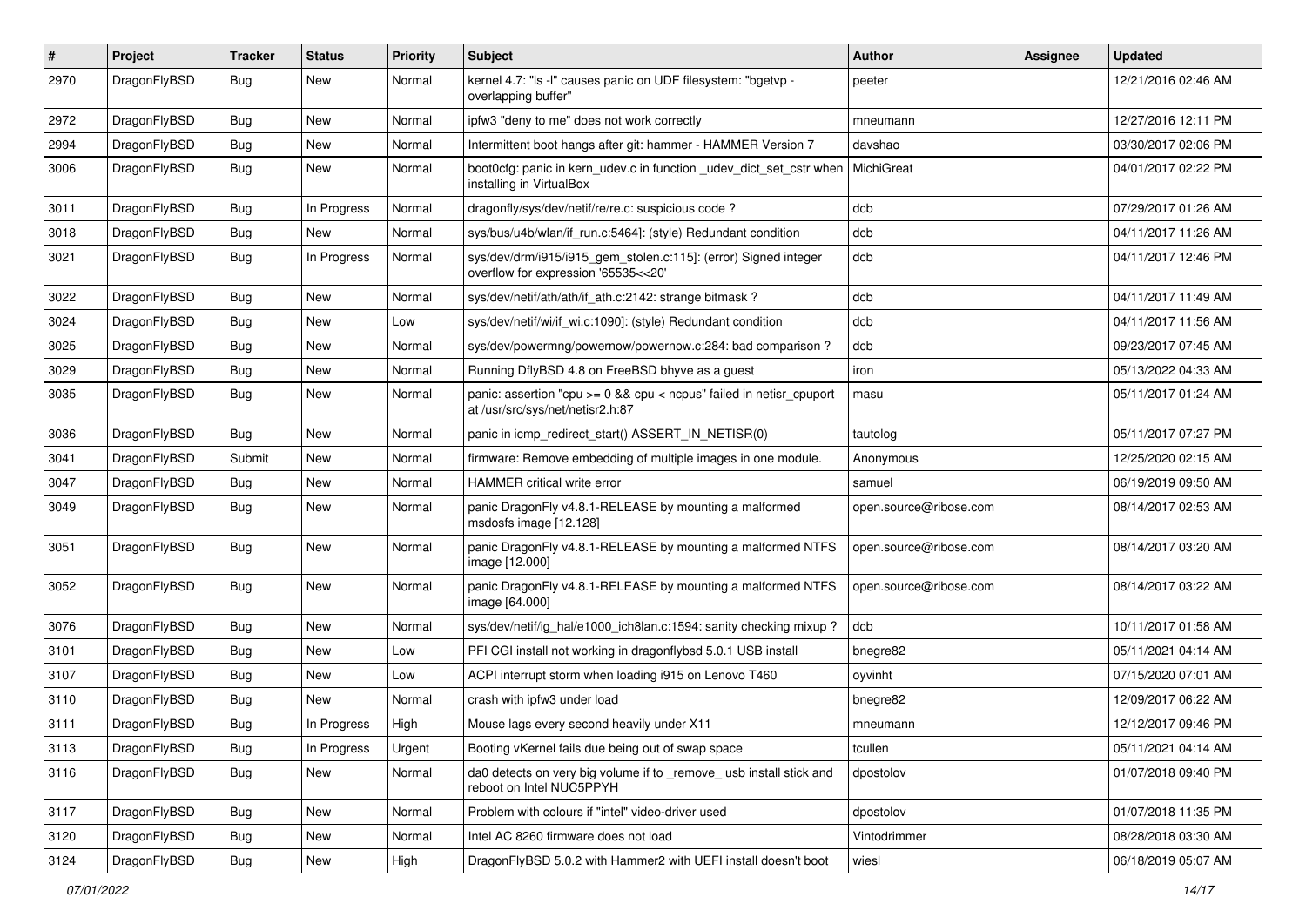| # | Project | Tracker | Status | Priority | Subject | Author | Assignee | Updated |
|---|---|---|---|---|---|---|---|---|
| 2970 | DragonFlyBSD | Bug | New | Normal | kernel 4.7: "ls -l" causes panic on UDF filesystem: "bgetvp - overlapping buffer" | peeter | | 12/21/2016 02:46 AM |
| 2972 | DragonFlyBSD | Bug | New | Normal | ipfw3 "deny to me" does not work correctly | mneumann | | 12/27/2016 12:11 PM |
| 2994 | DragonFlyBSD | Bug | New | Normal | Intermittent boot hangs after git: hammer - HAMMER Version 7 | davshao | | 03/30/2017 02:06 PM |
| 3006 | DragonFlyBSD | Bug | New | Normal | boot0cfg: panic in kern_udev.c in function _udev_dict_set_cstr when installing in VirtualBox | MichiGreat | | 04/01/2017 02:22 PM |
| 3011 | DragonFlyBSD | Bug | In Progress | Normal | dragonfly/sys/dev/netif/re/re.c: suspicious code ? | dcb | | 07/29/2017 01:26 AM |
| 3018 | DragonFlyBSD | Bug | New | Normal | sys/bus/u4b/wlan/if_run.c:5464]: (style) Redundant condition | dcb | | 04/11/2017 11:26 AM |
| 3021 | DragonFlyBSD | Bug | In Progress | Normal | sys/dev/drm/i915/i915_gem_stolen.c:115]: (error) Signed integer overflow for expression '65535<<20' | dcb | | 04/11/2017 12:46 PM |
| 3022 | DragonFlyBSD | Bug | New | Normal | sys/dev/netif/ath/ath/if_ath.c:2142: strange bitmask ? | dcb | | 04/11/2017 11:49 AM |
| 3024 | DragonFlyBSD | Bug | New | Low | sys/dev/netif/wi/if_wi.c:1090]: (style) Redundant condition | dcb | | 04/11/2017 11:56 AM |
| 3025 | DragonFlyBSD | Bug | New | Normal | sys/dev/powermng/powernow/powernow.c:284: bad comparison ? | dcb | | 09/23/2017 07:45 AM |
| 3029 | DragonFlyBSD | Bug | New | Normal | Running DflyBSD 4.8 on FreeBSD bhyve as a guest | iron | | 05/13/2022 04:33 AM |
| 3035 | DragonFlyBSD | Bug | New | Normal | panic: assertion "cpu >= 0 && cpu < ncpus" failed in netisr_cpuport at /usr/src/sys/net/netisr2.h:87 | masu | | 05/11/2017 01:24 AM |
| 3036 | DragonFlyBSD | Bug | New | Normal | panic in icmp_redirect_start() ASSERT_IN_NETISR(0) | tautolog | | 05/11/2017 07:27 PM |
| 3041 | DragonFlyBSD | Submit | New | Normal | firmware: Remove embedding of multiple images in one module. | Anonymous | | 12/25/2020 02:15 AM |
| 3047 | DragonFlyBSD | Bug | New | Normal | HAMMER critical write error | samuel | | 06/19/2019 09:50 AM |
| 3049 | DragonFlyBSD | Bug | New | Normal | panic DragonFly v4.8.1-RELEASE by mounting a malformed msdosfs image [12.128] | open.source@ribose.com | | 08/14/2017 02:53 AM |
| 3051 | DragonFlyBSD | Bug | New | Normal | panic DragonFly v4.8.1-RELEASE by mounting a malformed NTFS image [12.000] | open.source@ribose.com | | 08/14/2017 03:20 AM |
| 3052 | DragonFlyBSD | Bug | New | Normal | panic DragonFly v4.8.1-RELEASE by mounting a malformed NTFS image [64.000] | open.source@ribose.com | | 08/14/2017 03:22 AM |
| 3076 | DragonFlyBSD | Bug | New | Normal | sys/dev/netif/ig_hal/e1000_ich8lan.c:1594: sanity checking mixup ? | dcb | | 10/11/2017 01:58 AM |
| 3101 | DragonFlyBSD | Bug | New | Low | PFI CGI install not working in dragonflybsd 5.0.1 USB install | bnegre82 | | 05/11/2021 04:14 AM |
| 3107 | DragonFlyBSD | Bug | New | Low | ACPI interrupt storm when loading i915 on Lenovo T460 | oyvinht | | 07/15/2020 07:01 AM |
| 3110 | DragonFlyBSD | Bug | New | Normal | crash with ipfw3 under load | bnegre82 | | 12/09/2017 06:22 AM |
| 3111 | DragonFlyBSD | Bug | In Progress | High | Mouse lags every second heavily under X11 | mneumann | | 12/12/2017 09:46 PM |
| 3113 | DragonFlyBSD | Bug | In Progress | Urgent | Booting vKernel fails due being out of swap space | tcullen | | 05/11/2021 04:14 AM |
| 3116 | DragonFlyBSD | Bug | New | Normal | da0 detects on very big volume if to _remove_ usb install stick and reboot on Intel NUC5PPYH | dpostolov | | 01/07/2018 09:40 PM |
| 3117 | DragonFlyBSD | Bug | New | Normal | Problem with colours if "intel" video-driver used | dpostolov | | 01/07/2018 11:35 PM |
| 3120 | DragonFlyBSD | Bug | New | Normal | Intel AC 8260 firmware does not load | Vintodrimmer | | 08/28/2018 03:30 AM |
| 3124 | DragonFlyBSD | Bug | New | High | DragonFlyBSD 5.0.2 with Hammer2 with UEFI install doesn't boot | wiesl | | 06/18/2019 05:07 AM |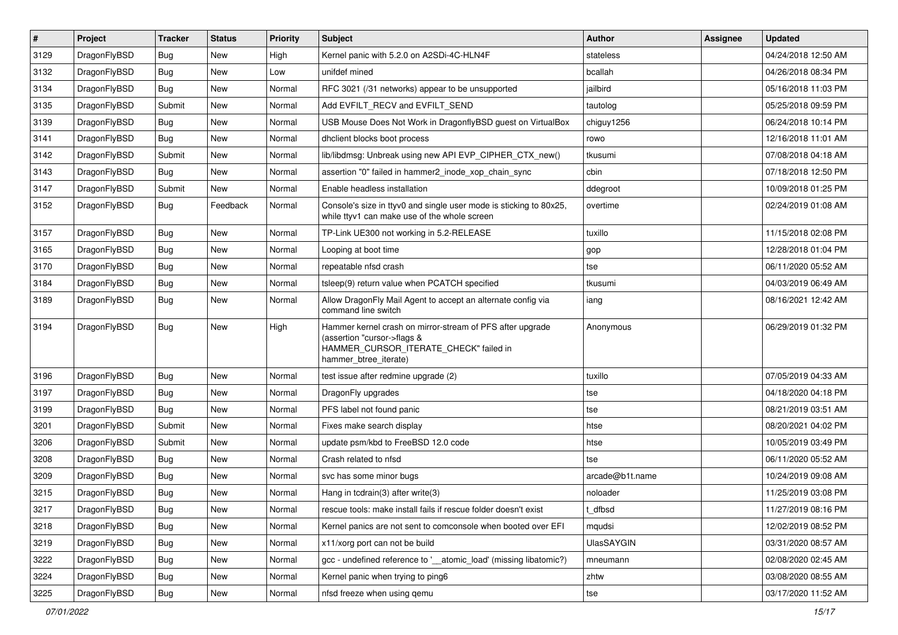| # | Project | Tracker | Status | Priority | Subject | Author | Assignee | Updated |
|---|---|---|---|---|---|---|---|---|
| 3129 | DragonFlyBSD | Bug | New | High | Kernel panic with 5.2.0 on A2SDi-4C-HLN4F | stateless | | 04/24/2018 12:50 AM |
| 3132 | DragonFlyBSD | Bug | New | Low | unifdef mined | bcallah | | 04/26/2018 08:34 PM |
| 3134 | DragonFlyBSD | Bug | New | Normal | RFC 3021 (/31 networks) appear to be unsupported | jailbird | | 05/16/2018 11:03 PM |
| 3135 | DragonFlyBSD | Submit | New | Normal | Add EVFILT_RECV and EVFILT_SEND | tautolog | | 05/25/2018 09:59 PM |
| 3139 | DragonFlyBSD | Bug | New | Normal | USB Mouse Does Not Work in DragonflyBSD guest on VirtualBox | chiguy1256 | | 06/24/2018 10:14 PM |
| 3141 | DragonFlyBSD | Bug | New | Normal | dhclient blocks boot process | rowo | | 12/16/2018 11:01 AM |
| 3142 | DragonFlyBSD | Submit | New | Normal | lib/libdmsg: Unbreak using new API EVP_CIPHER_CTX_new() | tkusumi | | 07/08/2018 04:18 AM |
| 3143 | DragonFlyBSD | Bug | New | Normal | assertion "0" failed in hammer2_inode_xop_chain_sync | cbin | | 07/18/2018 12:50 PM |
| 3147 | DragonFlyBSD | Submit | New | Normal | Enable headless installation | ddegroot | | 10/09/2018 01:25 PM |
| 3152 | DragonFlyBSD | Bug | Feedback | Normal | Console's size in ttyv0 and single user mode is sticking to 80x25, while ttyv1 can make use of the whole screen | overtime | | 02/24/2019 01:08 AM |
| 3157 | DragonFlyBSD | Bug | New | Normal | TP-Link UE300 not working in 5.2-RELEASE | tuxillo | | 11/15/2018 02:08 PM |
| 3165 | DragonFlyBSD | Bug | New | Normal | Looping at boot time | gop | | 12/28/2018 01:04 PM |
| 3170 | DragonFlyBSD | Bug | New | Normal | repeatable nfsd crash | tse | | 06/11/2020 05:52 AM |
| 3184 | DragonFlyBSD | Bug | New | Normal | tsleep(9) return value when PCATCH specified | tkusumi | | 04/03/2019 06:49 AM |
| 3189 | DragonFlyBSD | Bug | New | Normal | Allow DragonFly Mail Agent to accept an alternate config via command line switch | iang | | 08/16/2021 12:42 AM |
| 3194 | DragonFlyBSD | Bug | New | High | Hammer kernel crash on mirror-stream of PFS after upgrade (assertion "cursor->flags & HAMMER_CURSOR_ITERATE_CHECK" failed in hammer_btree_iterate) | Anonymous | | 06/29/2019 01:32 PM |
| 3196 | DragonFlyBSD | Bug | New | Normal | test issue after redmine upgrade (2) | tuxillo | | 07/05/2019 04:33 AM |
| 3197 | DragonFlyBSD | Bug | New | Normal | DragonFly upgrades | tse | | 04/18/2020 04:18 PM |
| 3199 | DragonFlyBSD | Bug | New | Normal | PFS label not found panic | tse | | 08/21/2019 03:51 AM |
| 3201 | DragonFlyBSD | Submit | New | Normal | Fixes make search display | htse | | 08/20/2021 04:02 PM |
| 3206 | DragonFlyBSD | Submit | New | Normal | update psm/kbd to FreeBSD 12.0 code | htse | | 10/05/2019 03:49 PM |
| 3208 | DragonFlyBSD | Bug | New | Normal | Crash related to nfsd | tse | | 06/11/2020 05:52 AM |
| 3209 | DragonFlyBSD | Bug | New | Normal | svc has some minor bugs | arcade@b1t.name | | 10/24/2019 09:08 AM |
| 3215 | DragonFlyBSD | Bug | New | Normal | Hang in tcdrain(3) after write(3) | noloader | | 11/25/2019 03:08 PM |
| 3217 | DragonFlyBSD | Bug | New | Normal | rescue tools: make install fails if rescue folder doesn't exist | t_dfbsd | | 11/27/2019 08:16 PM |
| 3218 | DragonFlyBSD | Bug | New | Normal | Kernel panics are not sent to comconsole when booted over EFI | mqudsi | | 12/02/2019 08:52 PM |
| 3219 | DragonFlyBSD | Bug | New | Normal | x11/xorg port can not be build | UlasSAYGIN | | 03/31/2020 08:57 AM |
| 3222 | DragonFlyBSD | Bug | New | Normal | gcc - undefined reference to '__atomic_load' (missing libatomic?) | mneumann | | 02/08/2020 02:45 AM |
| 3224 | DragonFlyBSD | Bug | New | Normal | Kernel panic when trying to ping6 | zhtw | | 03/08/2020 08:55 AM |
| 3225 | DragonFlyBSD | Bug | New | Normal | nfsd freeze when using qemu | tse | | 03/17/2020 11:52 AM |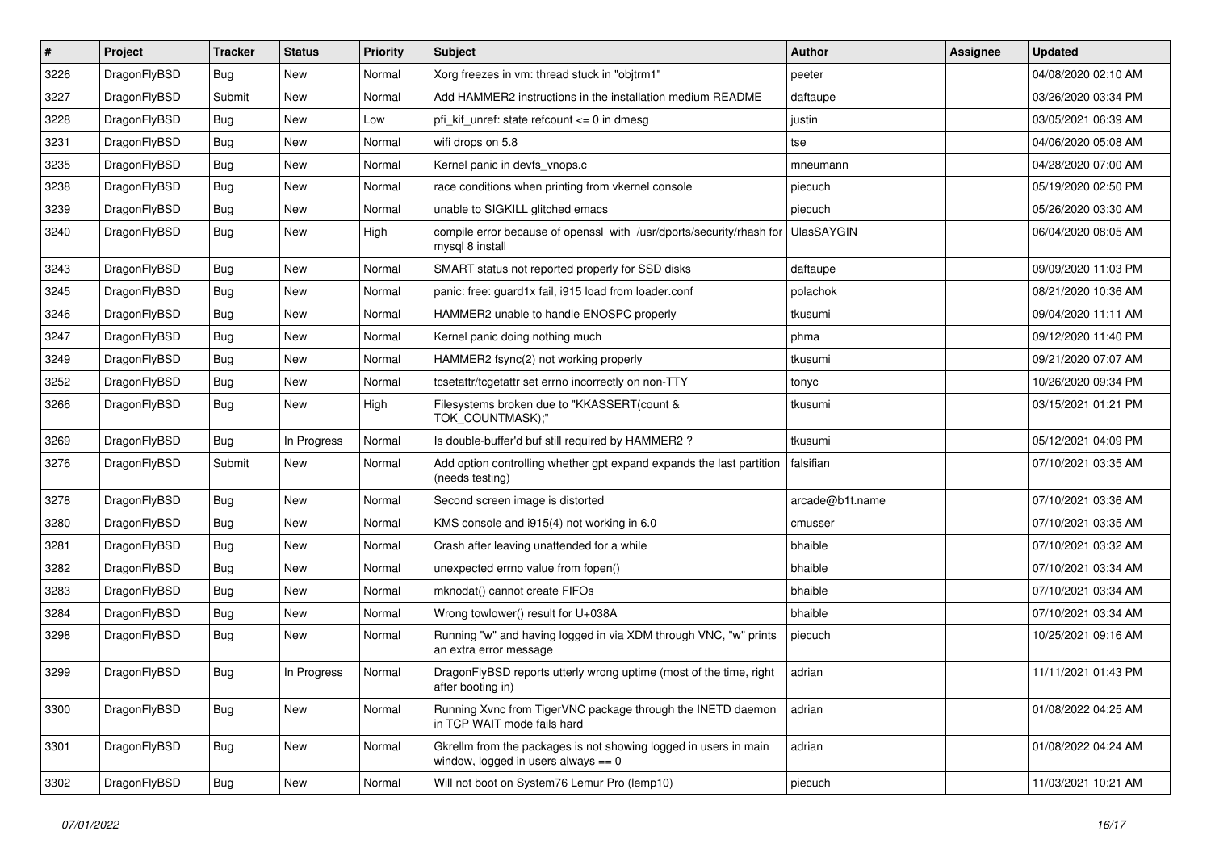| # | Project | Tracker | Status | Priority | Subject | Author | Assignee | Updated |
|---|---|---|---|---|---|---|---|---|
| 3226 | DragonFlyBSD | Bug | New | Normal | Xorg freezes in vm: thread stuck in "objtrm1" | peeter | | 04/08/2020 02:10 AM |
| 3227 | DragonFlyBSD | Submit | New | Normal | Add HAMMER2 instructions in the installation medium README | daftaupe | | 03/26/2020 03:34 PM |
| 3228 | DragonFlyBSD | Bug | New | Low | pfi_kif_unref: state refcount <= 0 in dmesg | justin | | 03/05/2021 06:39 AM |
| 3231 | DragonFlyBSD | Bug | New | Normal | wifi drops on 5.8 | tse | | 04/06/2020 05:08 AM |
| 3235 | DragonFlyBSD | Bug | New | Normal | Kernel panic in devfs_vnops.c | mneumann | | 04/28/2020 07:00 AM |
| 3238 | DragonFlyBSD | Bug | New | Normal | race conditions when printing from vkernel console | piecuch | | 05/19/2020 02:50 PM |
| 3239 | DragonFlyBSD | Bug | New | Normal | unable to SIGKILL glitched emacs | piecuch | | 05/26/2020 03:30 AM |
| 3240 | DragonFlyBSD | Bug | New | High | compile error because of openssl with /usr/dports/security/rhash for mysql 8 install | UlasSAYGIN | | 06/04/2020 08:05 AM |
| 3243 | DragonFlyBSD | Bug | New | Normal | SMART status not reported properly for SSD disks | daftaupe | | 09/09/2020 11:03 PM |
| 3245 | DragonFlyBSD | Bug | New | Normal | panic: free: guard1x fail, i915 load from loader.conf | polachok | | 08/21/2020 10:36 AM |
| 3246 | DragonFlyBSD | Bug | New | Normal | HAMMER2 unable to handle ENOSPC properly | tkusumi | | 09/04/2020 11:11 AM |
| 3247 | DragonFlyBSD | Bug | New | Normal | Kernel panic doing nothing much | phma | | 09/12/2020 11:40 PM |
| 3249 | DragonFlyBSD | Bug | New | Normal | HAMMER2 fsync(2) not working properly | tkusumi | | 09/21/2020 07:07 AM |
| 3252 | DragonFlyBSD | Bug | New | Normal | tcsetattr/tcgetattr set errno incorrectly on non-TTY | tonyc | | 10/26/2020 09:34 PM |
| 3266 | DragonFlyBSD | Bug | New | High | Filesystems broken due to "KKASSERT(count & TOK_COUNTMASK);" | tkusumi | | 03/15/2021 01:21 PM |
| 3269 | DragonFlyBSD | Bug | In Progress | Normal | Is double-buffer'd buf still required by HAMMER2 ? | tkusumi | | 05/12/2021 04:09 PM |
| 3276 | DragonFlyBSD | Submit | New | Normal | Add option controlling whether gpt expand expands the last partition (needs testing) | falsifian | | 07/10/2021 03:35 AM |
| 3278 | DragonFlyBSD | Bug | New | Normal | Second screen image is distorted | arcade@b1t.name | | 07/10/2021 03:36 AM |
| 3280 | DragonFlyBSD | Bug | New | Normal | KMS console and i915(4) not working in 6.0 | cmusser | | 07/10/2021 03:35 AM |
| 3281 | DragonFlyBSD | Bug | New | Normal | Crash after leaving unattended for a while | bhaible | | 07/10/2021 03:32 AM |
| 3282 | DragonFlyBSD | Bug | New | Normal | unexpected errno value from fopen() | bhaible | | 07/10/2021 03:34 AM |
| 3283 | DragonFlyBSD | Bug | New | Normal | mknodat() cannot create FIFOs | bhaible | | 07/10/2021 03:34 AM |
| 3284 | DragonFlyBSD | Bug | New | Normal | Wrong towlower() result for U+038A | bhaible | | 07/10/2021 03:34 AM |
| 3298 | DragonFlyBSD | Bug | New | Normal | Running "w" and having logged in via XDM through VNC, "w" prints an extra error message | piecuch | | 10/25/2021 09:16 AM |
| 3299 | DragonFlyBSD | Bug | In Progress | Normal | DragonFlyBSD reports utterly wrong uptime (most of the time, right after booting in) | adrian | | 11/11/2021 01:43 PM |
| 3300 | DragonFlyBSD | Bug | New | Normal | Running Xvnc from TigerVNC package through the INETD daemon in TCP WAIT mode fails hard | adrian | | 01/08/2022 04:25 AM |
| 3301 | DragonFlyBSD | Bug | New | Normal | Gkrellm from the packages is not showing logged in users in main window, logged in users always == 0 | adrian | | 01/08/2022 04:24 AM |
| 3302 | DragonFlyBSD | Bug | New | Normal | Will not boot on System76 Lemur Pro (lemp10) | piecuch | | 11/03/2021 10:21 AM |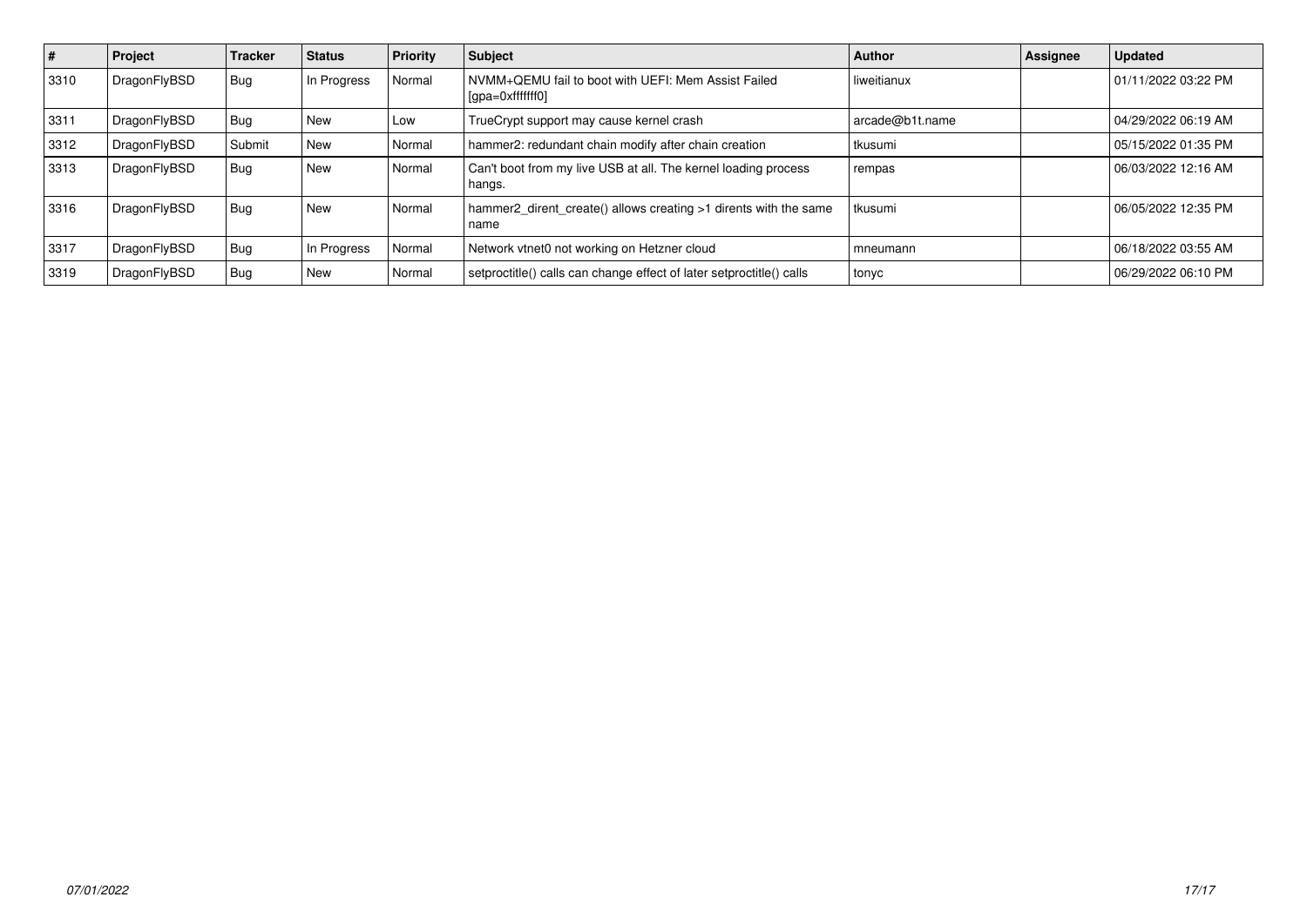| # | Project | Tracker | Status | Priority | Subject | Author | Assignee | Updated |
|---|---|---|---|---|---|---|---|---|
| 3310 | DragonFlyBSD | Bug | In Progress | Normal | NVMM+QEMU fail to boot with UEFI: Mem Assist Failed [gpa=0xfffffff0] | liweitianux | | 01/11/2022 03:22 PM |
| 3311 | DragonFlyBSD | Bug | New | Low | TrueCrypt support may cause kernel crash | arcade@b1t.name | | 04/29/2022 06:19 AM |
| 3312 | DragonFlyBSD | Submit | New | Normal | hammer2: redundant chain modify after chain creation | tkusumi | | 05/15/2022 01:35 PM |
| 3313 | DragonFlyBSD | Bug | New | Normal | Can't boot from my live USB at all. The kernel loading process hangs. | rempas | | 06/03/2022 12:16 AM |
| 3316 | DragonFlyBSD | Bug | New | Normal | hammer2_dirent_create() allows creating >1 dirents with the same name | tkusumi | | 06/05/2022 12:35 PM |
| 3317 | DragonFlyBSD | Bug | In Progress | Normal | Network vtnet0 not working on Hetzner cloud | mneumann | | 06/18/2022 03:55 AM |
| 3319 | DragonFlyBSD | Bug | New | Normal | setproctitle() calls can change effect of later setproctitle() calls | tonyc | | 06/29/2022 06:10 PM |